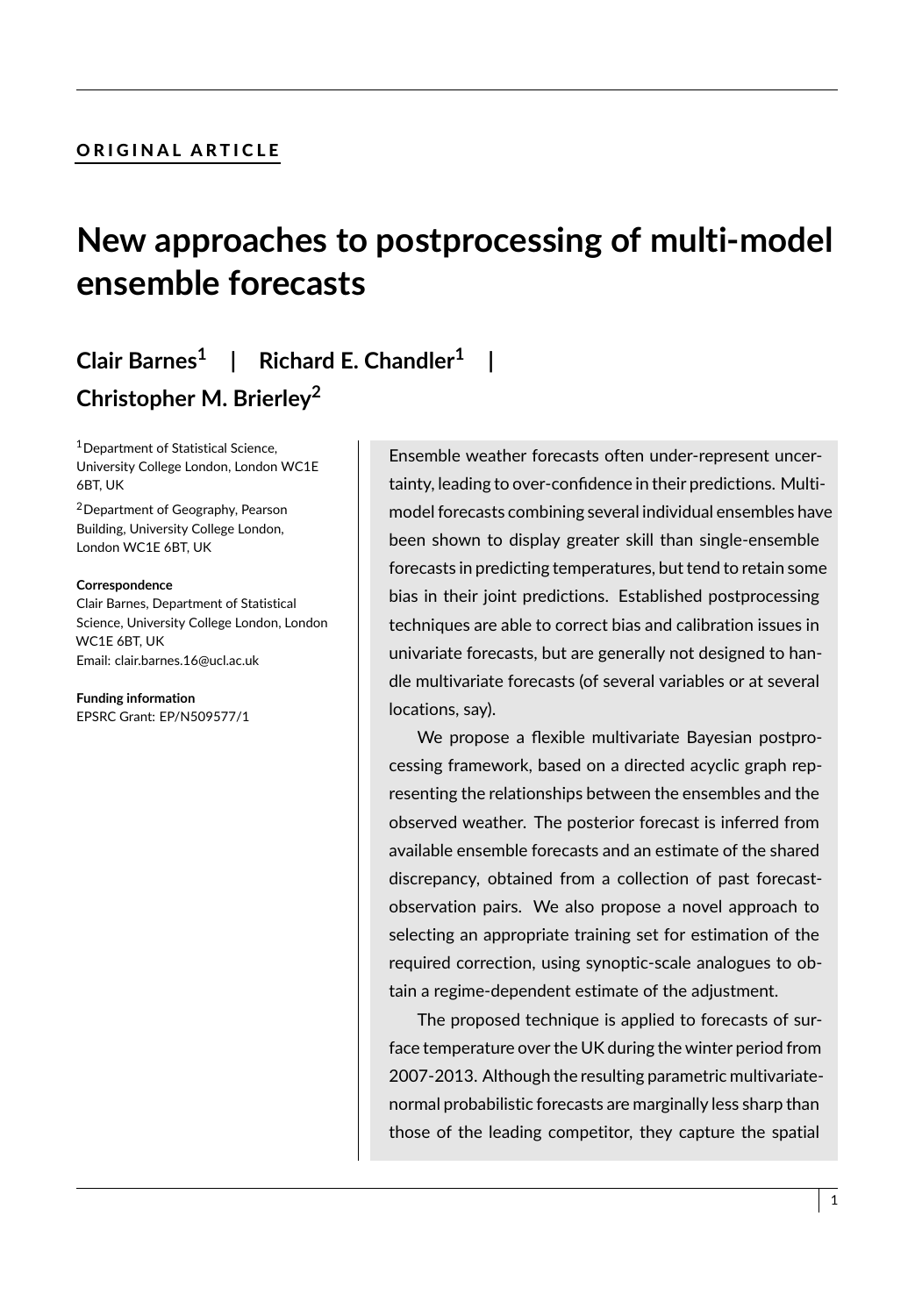**ORIGINAL ARTICLE**

# New approaches to postprocessing of multi-model ensemble forecasts

**Clair Barnes[1] | Richard E. Chandler[1] | Christopher M. Brierley[2]**

[1]Department of Statistical Science, University College London, London WC1E 6BT, UK

[2]Department of Geography, Pearson Building, University College London, London WC1E 6BT, UK

**Correspondence**
Clair Barnes, Department of Statistical Science, University College London, London WC1E 6BT, UK
Email: clair.barnes.16@ucl.ac.uk

**Funding information**
EPSRC Grant: EP/N509577/1

Ensemble weather forecasts often under-represent uncertainty, leading to over-confidence in their predictions. Multi-model forecasts combining several individual ensembles have been shown to display greater skill than single-ensemble forecasts in predicting temperatures, but tend to retain some bias in their joint predictions. Established postprocessing techniques are able to correct bias and calibration issues in univariate forecasts, but are generally not designed to handle multivariate forecasts (of several variables or at several locations, say).

We propose a flexible multivariate Bayesian postprocessing framework, based on a directed acyclic graph representing the relationships between the ensembles and the observed weather. The posterior forecast is inferred from available ensemble forecasts and an estimate of the shared discrepancy, obtained from a collection of past forecast-observation pairs. We also propose a novel approach to selecting an appropriate training set for estimation of the required correction, using synoptic-scale analogues to obtain a regime-dependent estimate of the adjustment.

The proposed technique is applied to forecasts of surface temperature over the UK during the winter period from 2007-2013. Although the resulting parametric multivariate-normal probabilistic forecasts are marginally less sharp than those of the leading competitor, they capture the spatial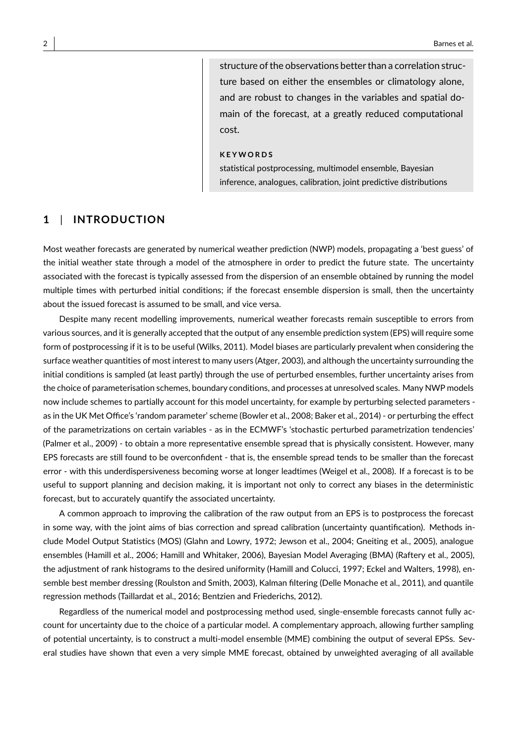structure of the observations better than a correlation structure based on either the ensembles or climatology alone, and are robust to changes in the variables and spatial domain of the forecast, at a greatly reduced computational cost.

**KEYWORDS**

statistical postprocessing, multimodel ensemble, Bayesian inference, analogues, calibration, joint predictive distributions

## 1 | INTRODUCTION

Most weather forecasts are generated by numerical weather prediction (NWP) models, propagating a 'best guess' of the initial weather state through a model of the atmosphere in order to predict the future state. The uncertainty associated with the forecast is typically assessed from the dispersion of an ensemble obtained by running the model multiple times with perturbed initial conditions; if the forecast ensemble dispersion is small, then the uncertainty about the issued forecast is assumed to be small, and vice versa.

Despite many recent modelling improvements, numerical weather forecasts remain susceptible to errors from various sources, and it is generally accepted that the output of any ensemble prediction system (EPS) will require some form of postprocessing if it is to be useful (Wilks, 2011). Model biases are particularly prevalent when considering the surface weather quantities of most interest to many users (Atger, 2003), and although the uncertainty surrounding the initial conditions is sampled (at least partly) through the use of perturbed ensembles, further uncertainty arises from the choice of parameterisation schemes, boundary conditions, and processes at unresolved scales. Many NWP models now include schemes to partially account for this model uncertainty, for example by perturbing selected parameters - as in the UK Met Office's 'random parameter' scheme (Bowler et al., 2008; Baker et al., 2014) - or perturbing the effect of the parametrizations on certain variables - as in the ECMWF's 'stochastic perturbed parametrization tendencies' (Palmer et al., 2009) - to obtain a more representative ensemble spread that is physically consistent. However, many EPS forecasts are still found to be overconfident - that is, the ensemble spread tends to be smaller than the forecast error - with this underdispersiveness becoming worse at longer leadtimes (Weigel et al., 2008). If a forecast is to be useful to support planning and decision making, it is important not only to correct any biases in the deterministic forecast, but to accurately quantify the associated uncertainty.

A common approach to improving the calibration of the raw output from an EPS is to postprocess the forecast in some way, with the joint aims of bias correction and spread calibration (uncertainty quantification). Methods include Model Output Statistics (MOS) (Glahn and Lowry, 1972; Jewson et al., 2004; Gneiting et al., 2005), analogue ensembles (Hamill et al., 2006; Hamill and Whitaker, 2006), Bayesian Model Averaging (BMA) (Raftery et al., 2005), the adjustment of rank histograms to the desired uniformity (Hamill and Colucci, 1997; Eckel and Walters, 1998), ensemble best member dressing (Roulston and Smith, 2003), Kalman filtering (Delle Monache et al., 2011), and quantile regression methods (Taillardat et al., 2016; Bentzien and Friederichs, 2012).

Regardless of the numerical model and postprocessing method used, single-ensemble forecasts cannot fully account for uncertainty due to the choice of a particular model. A complementary approach, allowing further sampling of potential uncertainty, is to construct a multi-model ensemble (MME) combining the output of several EPSs. Several studies have shown that even a very simple MME forecast, obtained by unweighted averaging of all available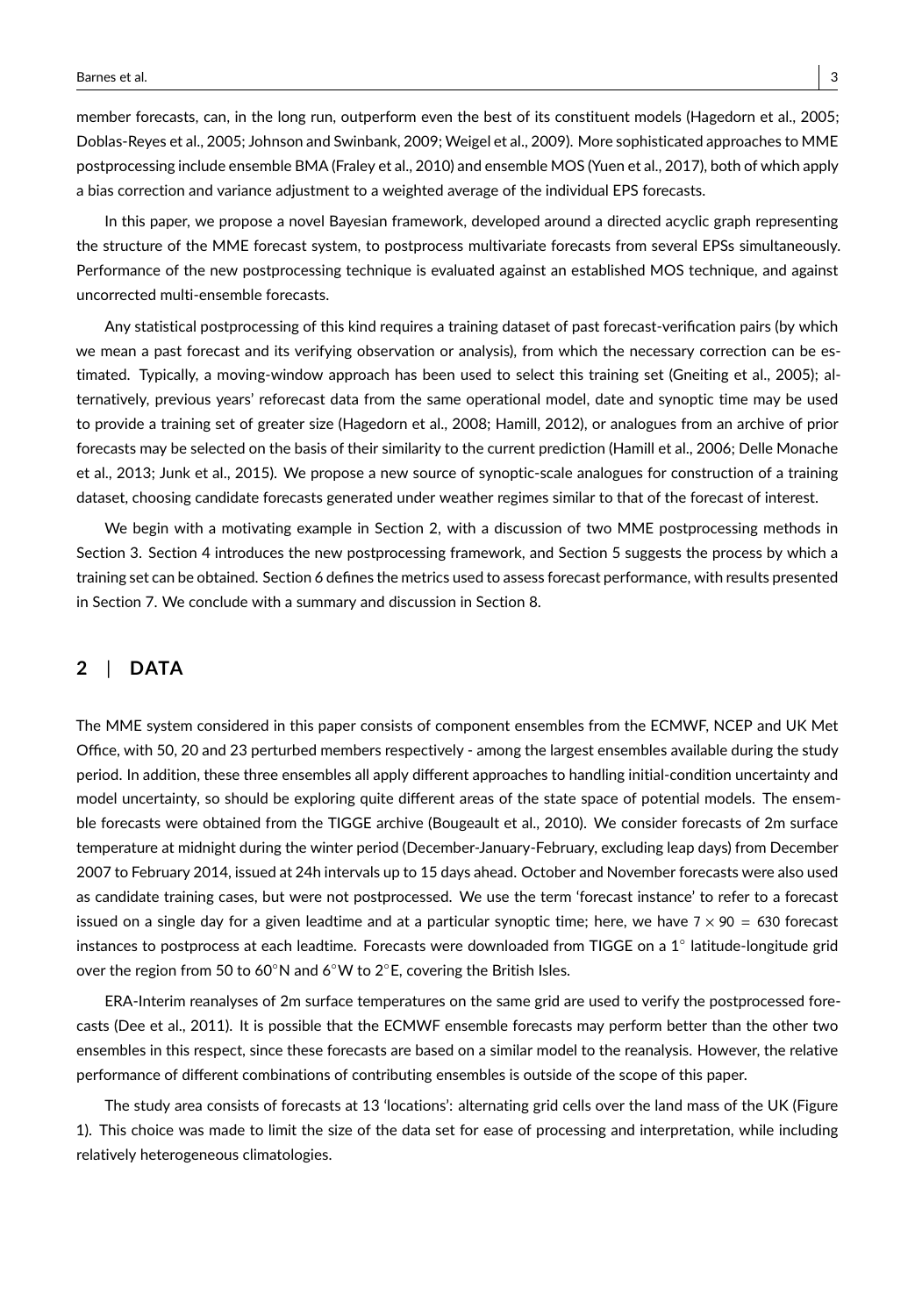member forecasts, can, in the long run, outperform even the best of its constituent models (Hagedorn et al., 2005; Doblas-Reyes et al., 2005; Johnson and Swinbank, 2009; Weigel et al., 2009). More sophisticated approaches to MME postprocessing include ensemble BMA (Fraley et al., 2010) and ensemble MOS (Yuen et al., 2017), both of which apply a bias correction and variance adjustment to a weighted average of the individual EPS forecasts.

In this paper, we propose a novel Bayesian framework, developed around a directed acyclic graph representing the structure of the MME forecast system, to postprocess multivariate forecasts from several EPSs simultaneously. Performance of the new postprocessing technique is evaluated against an established MOS technique, and against uncorrected multi-ensemble forecasts.

Any statistical postprocessing of this kind requires a training dataset of past forecast-verification pairs (by which we mean a past forecast and its verifying observation or analysis), from which the necessary correction can be estimated. Typically, a moving-window approach has been used to select this training set (Gneiting et al., 2005); alternatively, previous years' reforecast data from the same operational model, date and synoptic time may be used to provide a training set of greater size (Hagedorn et al., 2008; Hamill, 2012), or analogues from an archive of prior forecasts may be selected on the basis of their similarity to the current prediction (Hamill et al., 2006; Delle Monache et al., 2013; Junk et al., 2015). We propose a new source of synoptic-scale analogues for construction of a training dataset, choosing candidate forecasts generated under weather regimes similar to that of the forecast of interest.

We begin with a motivating example in Section 2, with a discussion of two MME postprocessing methods in Section 3. Section 4 introduces the new postprocessing framework, and Section 5 suggests the process by which a training set can be obtained. Section 6 defines the metrics used to assess forecast performance, with results presented in Section 7. We conclude with a summary and discussion in Section 8.

## 2 | DATA

The MME system considered in this paper consists of component ensembles from the ECMWF, NCEP and UK Met Office, with 50, 20 and 23 perturbed members respectively - among the largest ensembles available during the study period. In addition, these three ensembles all apply different approaches to handling initial-condition uncertainty and model uncertainty, so should be exploring quite different areas of the state space of potential models. The ensemble forecasts were obtained from the TIGGE archive (Bougeault et al., 2010). We consider forecasts of 2m surface temperature at midnight during the winter period (December-January-February, excluding leap days) from December 2007 to February 2014, issued at 24h intervals up to 15 days ahead. October and November forecasts were also used as candidate training cases, but were not postprocessed. We use the term 'forecast instance' to refer to a forecast issued on a single day for a given leadtime and at a particular synoptic time; here, we have $7 \times 90 = 630$ forecast instances to postprocess at each leadtime. Forecasts were downloaded from TIGGE on a 1° latitude-longitude grid over the region from 50 to 60°N and 6°W to 2°E, covering the British Isles.

ERA-Interim reanalyses of 2m surface temperatures on the same grid are used to verify the postprocessed forecasts (Dee et al., 2011). It is possible that the ECMWF ensemble forecasts may perform better than the other two ensembles in this respect, since these forecasts are based on a similar model to the reanalysis. However, the relative performance of different combinations of contributing ensembles is outside of the scope of this paper.

The study area consists of forecasts at 13 'locations': alternating grid cells over the land mass of the UK (Figure 1). This choice was made to limit the size of the data set for ease of processing and interpretation, while including relatively heterogeneous climatologies.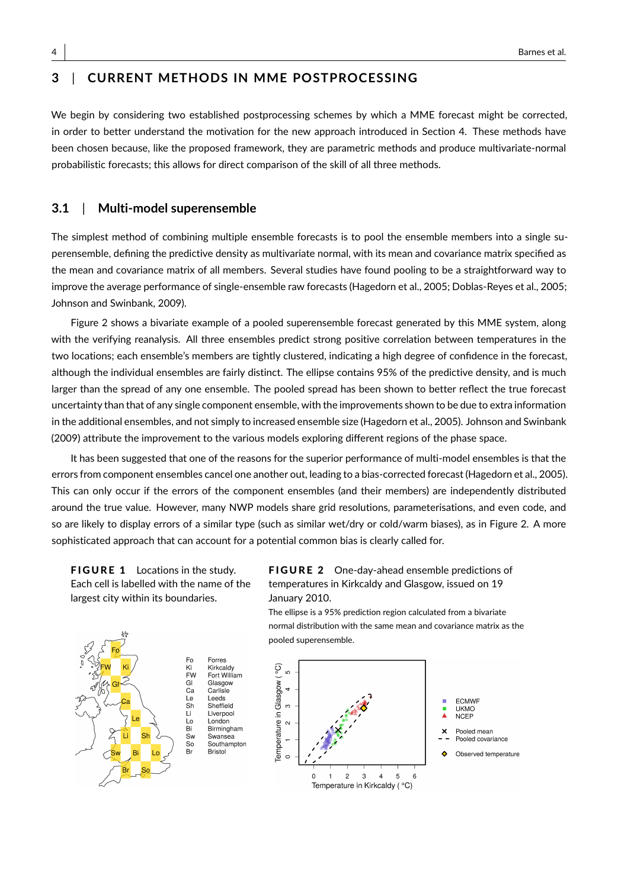## 3 | CURRENT METHODS IN MME POSTPROCESSING

We begin by considering two established postprocessing schemes by which a MME forecast might be corrected, in order to better understand the motivation for the new approach introduced in Section 4. These methods have been chosen because, like the proposed framework, they are parametric methods and produce multivariate-normal probabilistic forecasts; this allows for direct comparison of the skill of all three methods.

### 3.1 | Multi-model superensemble

The simplest method of combining multiple ensemble forecasts is to pool the ensemble members into a single superensemble, defining the predictive density as multivariate normal, with its mean and covariance matrix specified as the mean and covariance matrix of all members. Several studies have found pooling to be a straightforward way to improve the average performance of single-ensemble raw forecasts (Hagedorn et al., 2005; Doblas-Reyes et al., 2005; Johnson and Swinbank, 2009).

Figure 2 shows a bivariate example of a pooled superensemble forecast generated by this MME system, along with the verifying reanalysis. All three ensembles predict strong positive correlation between temperatures in the two locations; each ensemble's members are tightly clustered, indicating a high degree of confidence in the forecast, although the individual ensembles are fairly distinct. The ellipse contains 95% of the predictive density, and is much larger than the spread of any one ensemble. The pooled spread has been shown to better reflect the true forecast uncertainty than that of any single component ensemble, with the improvements shown to be due to extra information in the additional ensembles, and not simply to increased ensemble size (Hagedorn et al., 2005). Johnson and Swinbank (2009) attribute the improvement to the various models exploring different regions of the phase space.

It has been suggested that one of the reasons for the superior performance of multi-model ensembles is that the errors from component ensembles cancel one another out, leading to a bias-corrected forecast (Hagedorn et al., 2005). This can only occur if the errors of the component ensembles (and their members) are independently distributed around the true value. However, many NWP models share grid resolutions, parameterisations, and even code, and so are likely to display errors of a similar type (such as similar wet/dry or cold/warm biases), as in Figure 2. A more sophisticated approach that can account for a potential common bias is clearly called for.

**FIGURE 1** Locations in the study. Each cell is labelled with the name of the largest city within its boundaries.

**FIGURE 2** One-day-ahead ensemble predictions of temperatures in Kirkcaldy and Glasgow, issued on 19 January 2010.

The ellipse is a 95% prediction region calculated from a bivariate normal distribution with the same mean and covariance matrix as the pooled superensemble.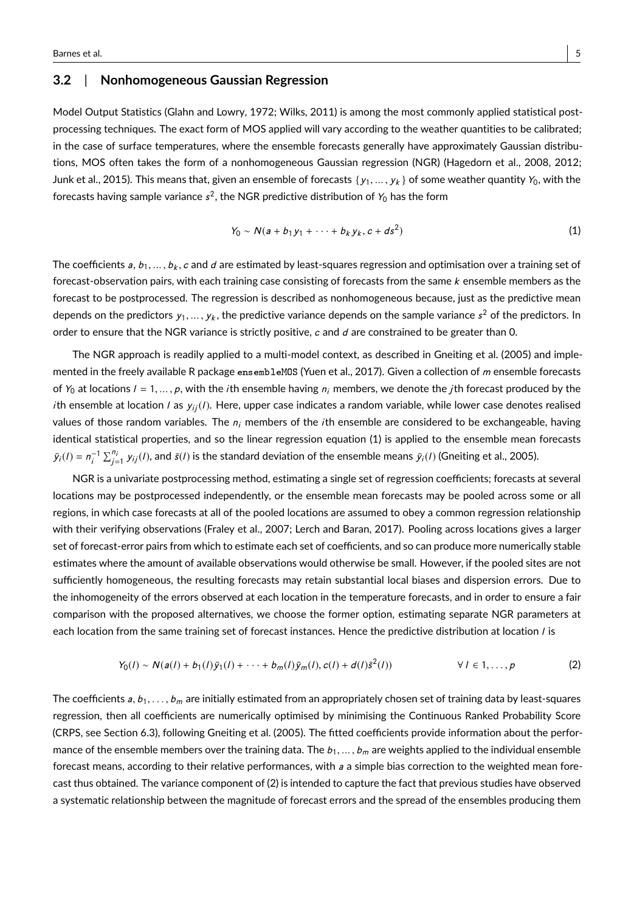### 3.2 | Nonhomogeneous Gaussian Regression

Model Output Statistics (Glahn and Lowry, 1972; Wilks, 2011) is among the most commonly applied statistical postprocessing techniques. The exact form of MOS applied will vary according to the weather quantities to be calibrated; in the case of surface temperatures, where the ensemble forecasts generally have approximately Gaussian distributions, MOS often takes the form of a nonhomogeneous Gaussian regression (NGR) (Hagedorn et al., 2008, 2012; Junk et al., 2015). This means that, given an ensemble of forecasts $\{y_1, \ldots, y_k\}$ of some weather quantity $Y_0$, with the forecasts having sample variance $s^2$, the NGR predictive distribution of $Y_0$ has the form

$$Y_0 \sim N(a + b_1 y_1 + \cdots + b_k y_k, c + ds^2) \tag{1}$$

The coefficients $a, b_1, \ldots, b_k, c$ and $d$ are estimated by least-squares regression and optimisation over a training set of forecast-observation pairs, with each training case consisting of forecasts from the same $k$ ensemble members as the forecast to be postprocessed. The regression is described as nonhomogeneous because, just as the predictive mean depends on the predictors $y_1, \ldots, y_k$, the predictive variance depends on the sample variance $s^2$ of the predictors. In order to ensure that the NGR variance is strictly positive, $c$ and $d$ are constrained to be greater than 0.

The NGR approach is readily applied to a multi-model context, as described in Gneiting et al. (2005) and implemented in the freely available R package `ensembleMOS` (Yuen et al., 2017). Given a collection of $m$ ensemble forecasts of $Y_0$ at locations $l = 1, \ldots, p$, with the $i$th ensemble having $n_i$ members, we denote the $j$th forecast produced by the $i$th ensemble at location $l$ as $y_{ij}(l)$. Here, upper case indicates a random variable, while lower case denotes realised values of those random variables. The $n_i$ members of the $i$th ensemble are considered to be exchangeable, having identical statistical properties, and so the linear regression equation (1) is applied to the ensemble mean forecasts $\bar{y}_i(l) = n_i^{-1} \sum_{j=1}^{n_i} y_{ij}(l)$, and $\bar{s}(l)$ is the standard deviation of the ensemble means $\bar{y}_i(l)$ (Gneiting et al., 2005).

NGR is a univariate postprocessing method, estimating a single set of regression coefficients; forecasts at several locations may be postprocessed independently, or the ensemble mean forecasts may be pooled across some or all regions, in which case forecasts at all of the pooled locations are assumed to obey a common regression relationship with their verifying observations (Fraley et al., 2007; Lerch and Baran, 2017). Pooling across locations gives a larger set of forecast-error pairs from which to estimate each set of coefficients, and so can produce more numerically stable estimates where the amount of available observations would otherwise be small. However, if the pooled sites are not sufficiently homogeneous, the resulting forecasts may retain substantial local biases and dispersion errors. Due to the inhomogeneity of the errors observed at each location in the temperature forecasts, and in order to ensure a fair comparison with the proposed alternatives, we choose the former option, estimating separate NGR parameters at each location from the same training set of forecast instances. Hence the predictive distribution at location $l$ is

$$Y_0(l) \sim N(a(l) + b_1(l)\bar{y}_1(l) + \cdots + b_m(l)\bar{y}_m(l), c(l) + d(l)\bar{s}^2(l)) \qquad \forall\, l \in 1, \ldots, p \tag{2}$$

The coefficients $a, b_1, \ldots, b_m$ are initially estimated from an appropriately chosen set of training data by least-squares regression, then all coefficients are numerically optimised by minimising the Continuous Ranked Probability Score (CRPS, see Section 6.3), following Gneiting et al. (2005). The fitted coefficients provide information about the performance of the ensemble members over the training data. The $b_1, \ldots, b_m$ are weights applied to the individual ensemble forecast means, according to their relative performances, with $a$ a simple bias correction to the weighted mean forecast thus obtained. The variance component of (2) is intended to capture the fact that previous studies have observed a systematic relationship between the magnitude of forecast errors and the spread of the ensembles producing them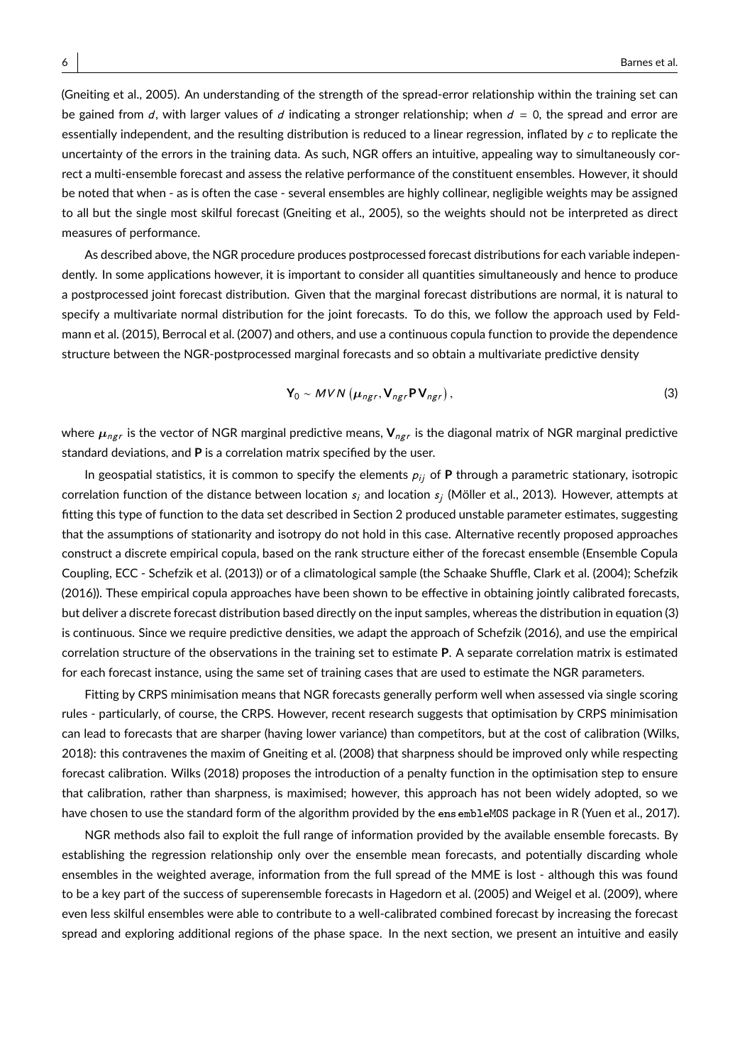(Gneiting et al., 2005). An understanding of the strength of the spread-error relationship within the training set can be gained from $d$, with larger values of $d$ indicating a stronger relationship; when $d = 0$, the spread and error are essentially independent, and the resulting distribution is reduced to a linear regression, inflated by $c$ to replicate the uncertainty of the errors in the training data. As such, NGR offers an intuitive, appealing way to simultaneously correct a multi-ensemble forecast and assess the relative performance of the constituent ensembles. However, it should be noted that when - as is often the case - several ensembles are highly collinear, negligible weights may be assigned to all but the single most skilful forecast (Gneiting et al., 2005), so the weights should not be interpreted as direct measures of performance.

As described above, the NGR procedure produces postprocessed forecast distributions for each variable independently. In some applications however, it is important to consider all quantities simultaneously and hence to produce a postprocessed joint forecast distribution. Given that the marginal forecast distributions are normal, it is natural to specify a multivariate normal distribution for the joint forecasts. To do this, we follow the approach used by Feldmann et al. (2015), Berrocal et al. (2007) and others, and use a continuous copula function to provide the dependence structure between the NGR-postprocessed marginal forecasts and so obtain a multivariate predictive density

$$\mathbf{Y}_0 \sim MVN\left(\boldsymbol{\mu}_{ngr}, \mathbf{V}_{ngr}\mathbf{P}\mathbf{V}_{ngr}\right), \tag{3}$$

where $\boldsymbol{\mu}_{ngr}$ is the vector of NGR marginal predictive means, $\mathbf{V}_{ngr}$ is the diagonal matrix of NGR marginal predictive standard deviations, and $\mathbf{P}$ is a correlation matrix specified by the user.

In geospatial statistics, it is common to specify the elements $p_{ij}$ of $\mathbf{P}$ through a parametric stationary, isotropic correlation function of the distance between location $s_i$ and location $s_j$ (Möller et al., 2013). However, attempts at fitting this type of function to the data set described in Section 2 produced unstable parameter estimates, suggesting that the assumptions of stationarity and isotropy do not hold in this case. Alternative recently proposed approaches construct a discrete empirical copula, based on the rank structure either of the forecast ensemble (Ensemble Copula Coupling, ECC - Schefzik et al. (2013)) or of a climatological sample (the Schaake Shuffle, Clark et al. (2004); Schefzik (2016)). These empirical copula approaches have been shown to be effective in obtaining jointly calibrated forecasts, but deliver a discrete forecast distribution based directly on the input samples, whereas the distribution in equation (3) is continuous. Since we require predictive densities, we adapt the approach of Schefzik (2016), and use the empirical correlation structure of the observations in the training set to estimate $\mathbf{P}$. A separate correlation matrix is estimated for each forecast instance, using the same set of training cases that are used to estimate the NGR parameters.

Fitting by CRPS minimisation means that NGR forecasts generally perform well when assessed via single scoring rules - particularly, of course, the CRPS. However, recent research suggests that optimisation by CRPS minimisation can lead to forecasts that are sharper (having lower variance) than competitors, but at the cost of calibration (Wilks, 2018): this contravenes the maxim of Gneiting et al. (2008) that sharpness should be improved only while respecting forecast calibration. Wilks (2018) proposes the introduction of a penalty function in the optimisation step to ensure that calibration, rather than sharpness, is maximised; however, this approach has not been widely adopted, so we have chosen to use the standard form of the algorithm provided by the `ensembleMOS` package in R (Yuen et al., 2017).

NGR methods also fail to exploit the full range of information provided by the available ensemble forecasts. By establishing the regression relationship only over the ensemble mean forecasts, and potentially discarding whole ensembles in the weighted average, information from the full spread of the MME is lost - although this was found to be a key part of the success of superensemble forecasts in Hagedorn et al. (2005) and Weigel et al. (2009), where even less skilful ensembles were able to contribute to a well-calibrated combined forecast by increasing the forecast spread and exploring additional regions of the phase space. In the next section, we present an intuitive and easily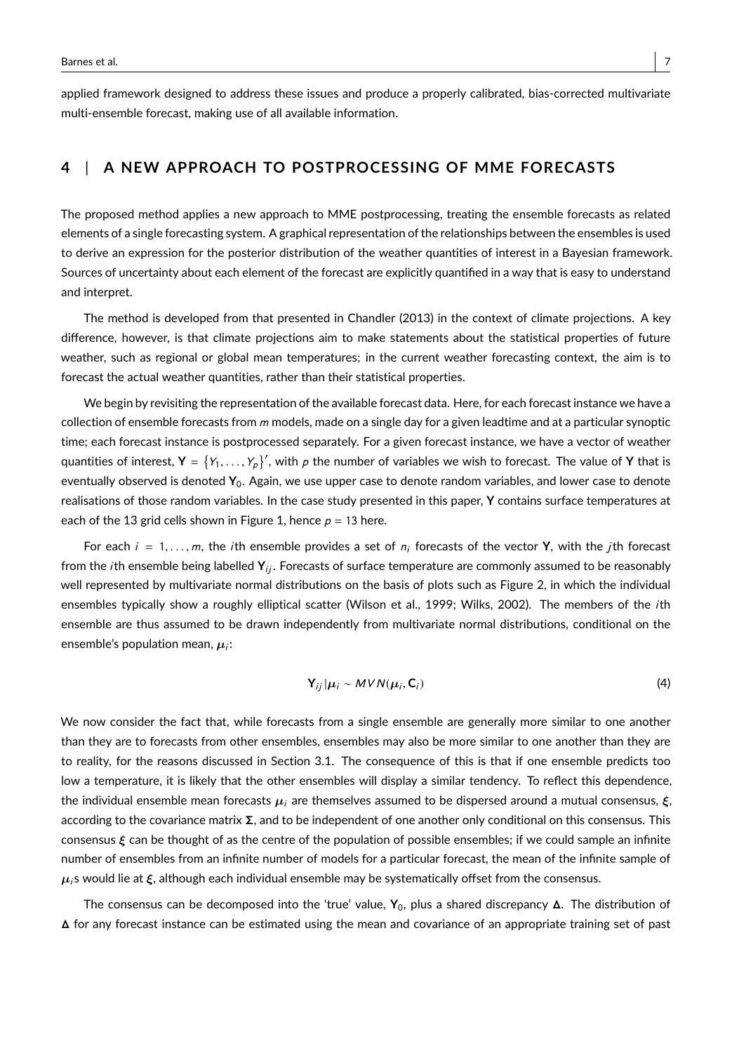applied framework designed to address these issues and produce a properly calibrated, bias-corrected multivariate multi-ensemble forecast, making use of all available information.

## 4 | A NEW APPROACH TO POSTPROCESSING OF MME FORECASTS

The proposed method applies a new approach to MME postprocessing, treating the ensemble forecasts as related elements of a single forecasting system. A graphical representation of the relationships between the ensembles is used to derive an expression for the posterior distribution of the weather quantities of interest in a Bayesian framework. Sources of uncertainty about each element of the forecast are explicitly quantified in a way that is easy to understand and interpret.

The method is developed from that presented in Chandler (2013) in the context of climate projections. A key difference, however, is that climate projections aim to make statements about the statistical properties of future weather, such as regional or global mean temperatures; in the current weather forecasting context, the aim is to forecast the actual weather quantities, rather than their statistical properties.

We begin by revisiting the representation of the available forecast data. Here, for each forecast instance we have a collection of ensemble forecasts from $m$ models, made on a single day for a given leadtime and at a particular synoptic time; each forecast instance is postprocessed separately. For a given forecast instance, we have a vector of weather quantities of interest, $\mathbf{Y} = \{Y_1, \ldots, Y_p\}'$, with $p$ the number of variables we wish to forecast. The value of $\mathbf{Y}$ that is eventually observed is denoted $\mathbf{Y}_0$. Again, we use upper case to denote random variables, and lower case to denote realisations of those random variables. In the case study presented in this paper, $\mathbf{Y}$ contains surface temperatures at each of the 13 grid cells shown in Figure 1, hence $p = 13$ here.

For each $i = 1, \ldots, m$, the $i$th ensemble provides a set of $n_i$ forecasts of the vector $\mathbf{Y}$, with the $j$th forecast from the $i$th ensemble being labelled $\mathbf{Y}_{ij}$. Forecasts of surface temperature are commonly assumed to be reasonably well represented by multivariate normal distributions on the basis of plots such as Figure 2, in which the individual ensembles typically show a roughly elliptical scatter (Wilson et al., 1999; Wilks, 2002). The members of the $i$th ensemble are thus assumed to be drawn independently from multivariate normal distributions, conditional on the ensemble's population mean, $\boldsymbol{\mu}_i$:

$$\mathbf{Y}_{ij} | \boldsymbol{\mu}_i \sim MVN(\boldsymbol{\mu}_i, \mathbf{C}_i) \tag{4}$$

We now consider the fact that, while forecasts from a single ensemble are generally more similar to one another than they are to forecasts from other ensembles, ensembles may also be more similar to one another than they are to reality, for the reasons discussed in Section 3.1. The consequence of this is that if one ensemble predicts too low a temperature, it is likely that the other ensembles will display a similar tendency. To reflect this dependence, the individual ensemble mean forecasts $\boldsymbol{\mu}_i$ are themselves assumed to be dispersed around a mutual consensus, $\boldsymbol{\xi}$, according to the covariance matrix $\boldsymbol{\Sigma}$, and to be independent of one another only conditional on this consensus. This consensus $\boldsymbol{\xi}$ can be thought of as the centre of the population of possible ensembles; if we could sample an infinite number of ensembles from an infinite number of models for a particular forecast, the mean of the infinite sample of $\boldsymbol{\mu}_i$s would lie at $\boldsymbol{\xi}$, although each individual ensemble may be systematically offset from the consensus.

The consensus can be decomposed into the 'true' value, $\mathbf{Y}_0$, plus a shared discrepancy $\boldsymbol{\Delta}$. The distribution of $\boldsymbol{\Delta}$ for any forecast instance can be estimated using the mean and covariance of an appropriate training set of past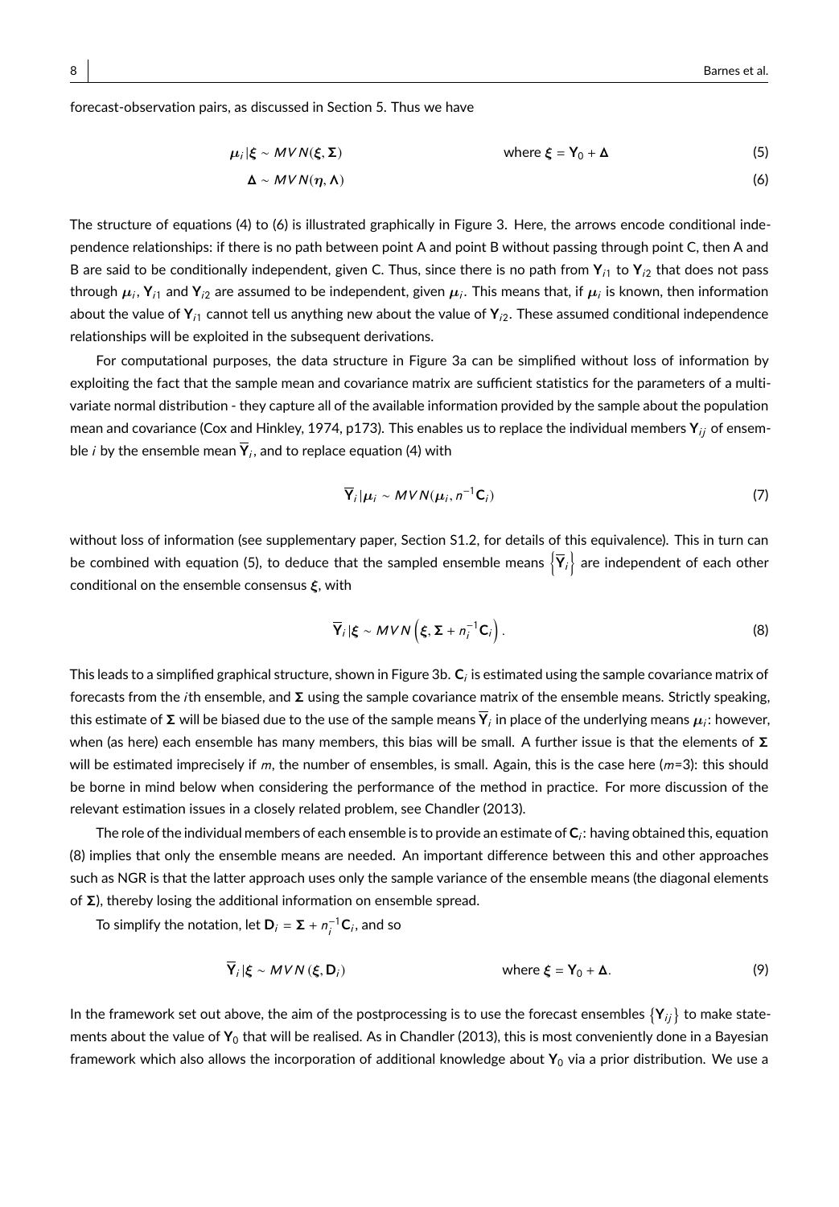forecast-observation pairs, as discussed in Section 5. Thus we have

$$\boldsymbol{\mu}_i|\boldsymbol{\xi} \sim MVN(\boldsymbol{\xi}, \boldsymbol{\Sigma}) \qquad \text{where } \boldsymbol{\xi} = \mathbf{Y}_0 + \boldsymbol{\Delta} \tag{5}$$

$$\boldsymbol{\Delta} \sim MVN(\boldsymbol{\eta}, \boldsymbol{\Lambda}) \tag{6}$$

The structure of equations (4) to (6) is illustrated graphically in Figure 3. Here, the arrows encode conditional independence relationships: if there is no path between point A and point B without passing through point C, then A and B are said to be conditionally independent, given C. Thus, since there is no path from $\mathbf{Y}_{i1}$ to $\mathbf{Y}_{i2}$ that does not pass through $\boldsymbol{\mu}_i$, $\mathbf{Y}_{i1}$ and $\mathbf{Y}_{i2}$ are assumed to be independent, given $\boldsymbol{\mu}_i$. This means that, if $\boldsymbol{\mu}_i$ is known, then information about the value of $\mathbf{Y}_{i1}$ cannot tell us anything new about the value of $\mathbf{Y}_{i2}$. These assumed conditional independence relationships will be exploited in the subsequent derivations.

For computational purposes, the data structure in Figure 3a can be simplified without loss of information by exploiting the fact that the sample mean and covariance matrix are sufficient statistics for the parameters of a multivariate normal distribution - they capture all of the available information provided by the sample about the population mean and covariance (Cox and Hinkley, 1974, p173). This enables us to replace the individual members $\mathbf{Y}_{ij}$ of ensemble $i$ by the ensemble mean $\overline{\mathbf{Y}}_i$, and to replace equation (4) with

$$\overline{\mathbf{Y}}_i|\boldsymbol{\mu}_i \sim MVN(\boldsymbol{\mu}_i, n^{-1}\mathbf{C}_i) \tag{7}$$

without loss of information (see supplementary paper, Section S1.2, for details of this equivalence). This in turn can be combined with equation (5), to deduce that the sampled ensemble means $\left\{\overline{\mathbf{Y}}_i\right\}$ are independent of each other conditional on the ensemble consensus $\boldsymbol{\xi}$, with

$$\overline{\mathbf{Y}}_i|\boldsymbol{\xi} \sim MVN\left(\boldsymbol{\xi}, \boldsymbol{\Sigma} + n_i^{-1}\mathbf{C}_i\right). \tag{8}$$

This leads to a simplified graphical structure, shown in Figure 3b. $\mathbf{C}_i$ is estimated using the sample covariance matrix of forecasts from the $i$th ensemble, and $\boldsymbol{\Sigma}$ using the sample covariance matrix of the ensemble means. Strictly speaking, this estimate of $\boldsymbol{\Sigma}$ will be biased due to the use of the sample means $\overline{\mathbf{Y}}_i$ in place of the underlying means $\boldsymbol{\mu}_i$: however, when (as here) each ensemble has many members, this bias will be small. A further issue is that the elements of $\boldsymbol{\Sigma}$ will be estimated imprecisely if $m$, the number of ensembles, is small. Again, this is the case here ($m$=3): this should be borne in mind below when considering the performance of the method in practice. For more discussion of the relevant estimation issues in a closely related problem, see Chandler (2013).

The role of the individual members of each ensemble is to provide an estimate of $\mathbf{C}_i$: having obtained this, equation (8) implies that only the ensemble means are needed. An important difference between this and other approaches such as NGR is that the latter approach uses only the sample variance of the ensemble means (the diagonal elements of $\boldsymbol{\Sigma}$), thereby losing the additional information on ensemble spread.

To simplify the notation, let $\mathbf{D}_i = \boldsymbol{\Sigma} + n_i^{-1}\mathbf{C}_i$, and so

$$\overline{\mathbf{Y}}_i|\boldsymbol{\xi} \sim MVN(\boldsymbol{\xi}, \mathbf{D}_i) \qquad \text{where } \boldsymbol{\xi} = \mathbf{Y}_0 + \boldsymbol{\Delta}. \tag{9}$$

In the framework set out above, the aim of the postprocessing is to use the forecast ensembles $\{\mathbf{Y}_{ij}\}$ to make statements about the value of $\mathbf{Y}_0$ that will be realised. As in Chandler (2013), this is most conveniently done in a Bayesian framework which also allows the incorporation of additional knowledge about $\mathbf{Y}_0$ via a prior distribution. We use a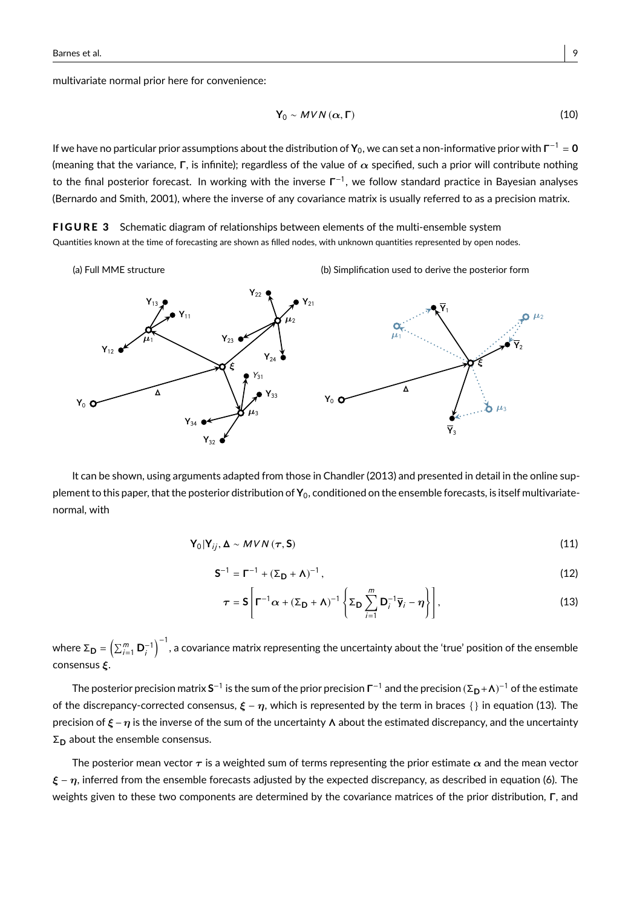multivariate normal prior here for convenience:

$$\mathbf{Y}_0 \sim MVN(\boldsymbol{\alpha}, \boldsymbol{\Gamma}) \tag{10}$$

If we have no particular prior assumptions about the distribution of $\mathbf{Y}_0$, we can set a non-informative prior with $\boldsymbol{\Gamma}^{-1} = \mathbf{0}$ (meaning that the variance, $\boldsymbol{\Gamma}$, is infinite); regardless of the value of $\boldsymbol{\alpha}$ specified, such a prior will contribute nothing to the final posterior forecast. In working with the inverse $\boldsymbol{\Gamma}^{-1}$, we follow standard practice in Bayesian analyses (Bernardo and Smith, 2001), where the inverse of any covariance matrix is usually referred to as a precision matrix.

**FIGURE 3** Schematic diagram of relationships between elements of the multi-ensemble system
Quantities known at the time of forecasting are shown as filled nodes, with unknown quantities represented by open nodes.

(a) Full MME structure (b) Simplification used to derive the posterior form

It can be shown, using arguments adapted from those in Chandler (2013) and presented in detail in the online supplement to this paper, that the posterior distribution of $\mathbf{Y}_0$, conditioned on the ensemble forecasts, is itself multivariate-normal, with

$$\mathbf{Y}_0 | \mathbf{Y}_{ij}, \boldsymbol{\Delta} \sim MVN(\boldsymbol{\tau}, \mathbf{S}) \tag{11}$$

$$\mathbf{S}^{-1} = \boldsymbol{\Gamma}^{-1} + (\boldsymbol{\Sigma}_{\mathbf{D}} + \boldsymbol{\Lambda})^{-1}, \tag{12}$$

$$\boldsymbol{\tau} = \mathbf{S}\left[\boldsymbol{\Gamma}^{-1}\boldsymbol{\alpha} + (\boldsymbol{\Sigma}_{\mathbf{D}} + \boldsymbol{\Lambda})^{-1}\left\{\boldsymbol{\Sigma}_{\mathbf{D}}\sum_{i=1}^{m}\mathbf{D}_i^{-1}\overline{\mathbf{y}}_i - \boldsymbol{\eta}\right\}\right], \tag{13}$$

where $\boldsymbol{\Sigma}_{\mathbf{D}} = \left(\sum_{i=1}^{m}\mathbf{D}_i^{-1}\right)^{-1}$, a covariance matrix representing the uncertainty about the 'true' position of the ensemble consensus $\boldsymbol{\xi}$.

The posterior precision matrix $\mathbf{S}^{-1}$ is the sum of the prior precision $\boldsymbol{\Gamma}^{-1}$ and the precision $(\boldsymbol{\Sigma}_{\mathbf{D}}+\boldsymbol{\Lambda})^{-1}$ of the estimate of the discrepancy-corrected consensus, $\boldsymbol{\xi} - \boldsymbol{\eta}$, which is represented by the term in braces $\{\}$ in equation (13). The precision of $\boldsymbol{\xi} - \boldsymbol{\eta}$ is the inverse of the sum of the uncertainty $\boldsymbol{\Lambda}$ about the estimated discrepancy, and the uncertainty $\boldsymbol{\Sigma}_{\mathbf{D}}$ about the ensemble consensus.

The posterior mean vector $\boldsymbol{\tau}$ is a weighted sum of terms representing the prior estimate $\boldsymbol{\alpha}$ and the mean vector $\boldsymbol{\xi} - \boldsymbol{\eta}$, inferred from the ensemble forecasts adjusted by the expected discrepancy, as described in equation (6). The weights given to these two components are determined by the covariance matrices of the prior distribution, $\boldsymbol{\Gamma}$, and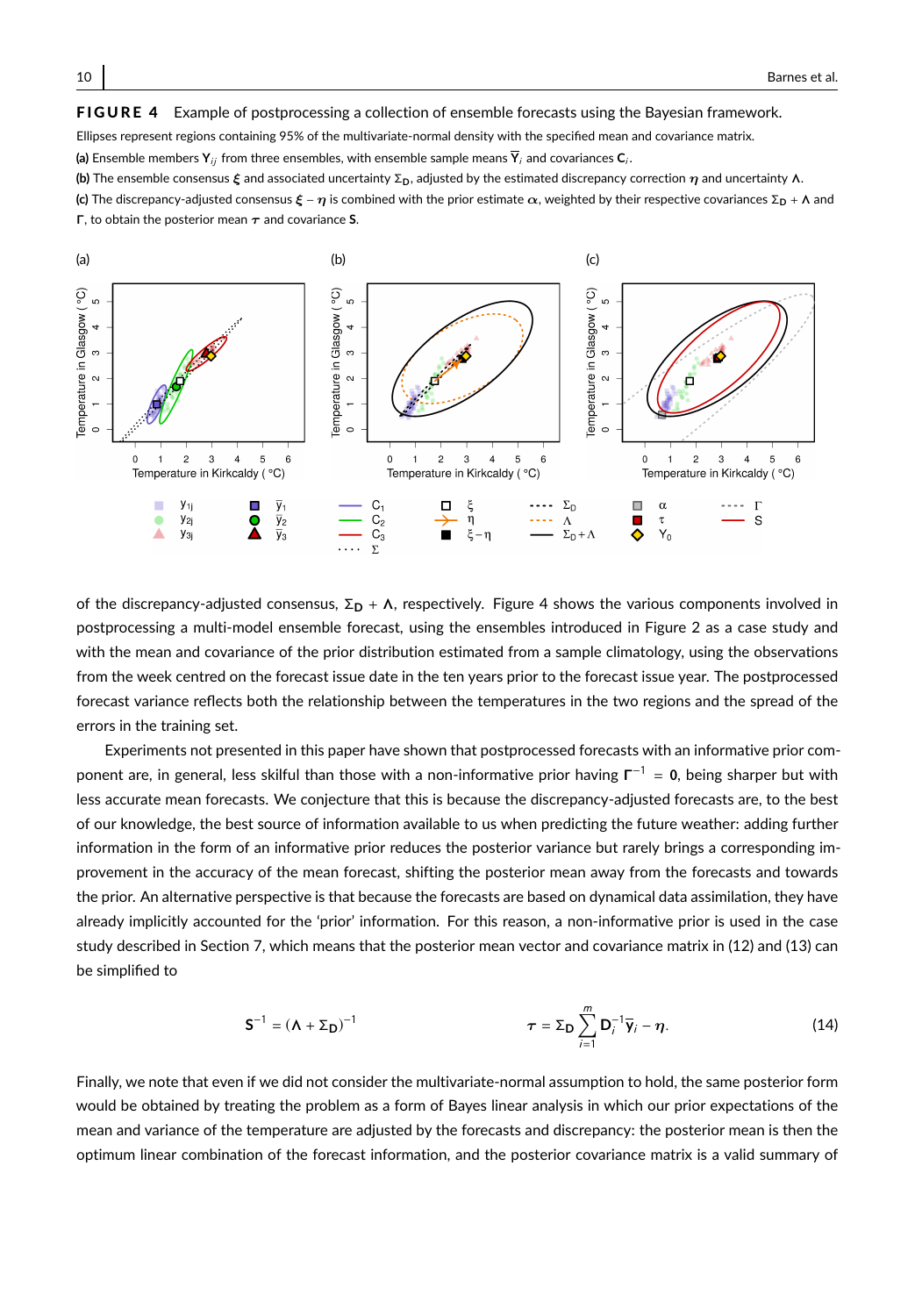**FIGURE 4** Example of postprocessing a collection of ensemble forecasts using the Bayesian framework.
Ellipses represent regions containing 95% of the multivariate-normal density with the specified mean and covariance matrix.
**(a)** Ensemble members $\mathbf{Y}_{ij}$ from three ensembles, with ensemble sample means $\overline{\mathbf{Y}}_i$ and covariances $\mathbf{C}_i$.
**(b)** The ensemble consensus $\boldsymbol{\xi}$ and associated uncertainty $\Sigma_\mathbf{D}$, adjusted by the estimated discrepancy correction $\boldsymbol{\eta}$ and uncertainty $\boldsymbol{\Lambda}$.
**(c)** The discrepancy-adjusted consensus $\boldsymbol{\xi} - \boldsymbol{\eta}$ is combined with the prior estimate $\boldsymbol{\alpha}$, weighted by their respective covariances $\Sigma_\mathbf{D} + \boldsymbol{\Lambda}$ and $\boldsymbol{\Gamma}$, to obtain the posterior mean $\boldsymbol{\tau}$ and covariance $\mathbf{S}$.

of the discrepancy-adjusted consensus, $\Sigma_\mathbf{D} + \boldsymbol{\Lambda}$, respectively. Figure 4 shows the various components involved in postprocessing a multi-model ensemble forecast, using the ensembles introduced in Figure 2 as a case study and with the mean and covariance of the prior distribution estimated from a sample climatology, using the observations from the week centred on the forecast issue date in the ten years prior to the forecast issue year. The postprocessed forecast variance reflects both the relationship between the temperatures in the two regions and the spread of the errors in the training set.

Experiments not presented in this paper have shown that postprocessed forecasts with an informative prior component are, in general, less skilful than those with a non-informative prior having $\boldsymbol{\Gamma}^{-1} = \mathbf{0}$, being sharper but with less accurate mean forecasts. We conjecture that this is because the discrepancy-adjusted forecasts are, to the best of our knowledge, the best source of information available to us when predicting the future weather: adding further information in the form of an informative prior reduces the posterior variance but rarely brings a corresponding improvement in the accuracy of the mean forecast, shifting the posterior mean away from the forecasts and towards the prior. An alternative perspective is that because the forecasts are based on dynamical data assimilation, they have already implicitly accounted for the 'prior' information. For this reason, a non-informative prior is used in the case study described in Section 7, which means that the posterior mean vector and covariance matrix in (12) and (13) can be simplified to

$$\mathbf{S}^{-1} = (\boldsymbol{\Lambda} + \Sigma_\mathbf{D})^{-1} \qquad\qquad \boldsymbol{\tau} = \Sigma_\mathbf{D} \sum_{i=1}^{m} \mathbf{D}_i^{-1} \overline{\mathbf{y}}_i - \boldsymbol{\eta}. \tag{14}$$

Finally, we note that even if we did not consider the multivariate-normal assumption to hold, the same posterior form would be obtained by treating the problem as a form of Bayes linear analysis in which our prior expectations of the mean and variance of the temperature are adjusted by the forecasts and discrepancy: the posterior mean is then the optimum linear combination of the forecast information, and the posterior covariance matrix is a valid summary of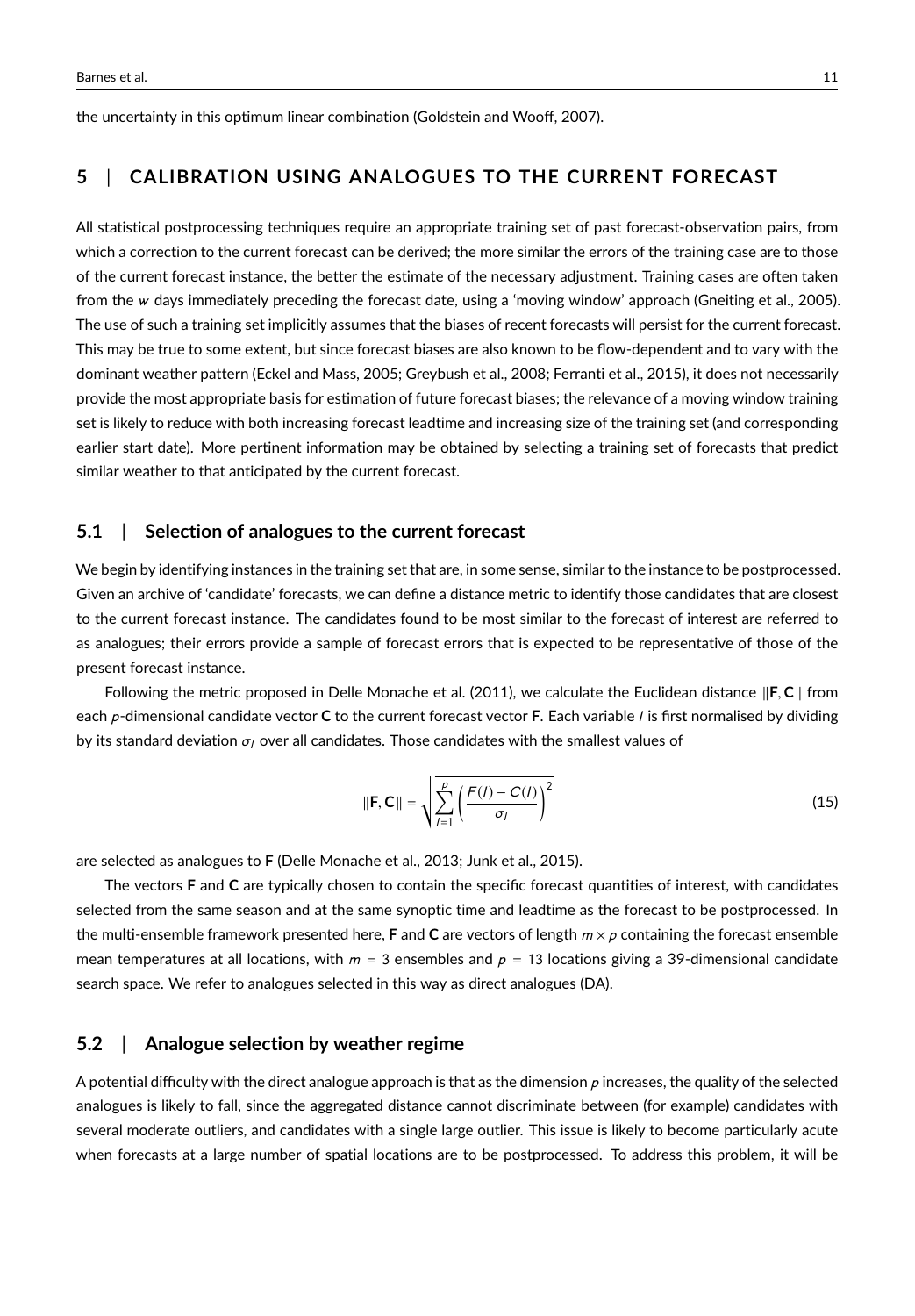the uncertainty in this optimum linear combination (Goldstein and Wooff, 2007).

## 5 | CALIBRATION USING ANALOGUES TO THE CURRENT FORECAST

All statistical postprocessing techniques require an appropriate training set of past forecast-observation pairs, from which a correction to the current forecast can be derived; the more similar the errors of the training case are to those of the current forecast instance, the better the estimate of the necessary adjustment. Training cases are often taken from the $w$ days immediately preceding the forecast date, using a 'moving window' approach (Gneiting et al., 2005). The use of such a training set implicitly assumes that the biases of recent forecasts will persist for the current forecast. This may be true to some extent, but since forecast biases are also known to be flow-dependent and to vary with the dominant weather pattern (Eckel and Mass, 2005; Greybush et al., 2008; Ferranti et al., 2015), it does not necessarily provide the most appropriate basis for estimation of future forecast biases; the relevance of a moving window training set is likely to reduce with both increasing forecast leadtime and increasing size of the training set (and corresponding earlier start date). More pertinent information may be obtained by selecting a training set of forecasts that predict similar weather to that anticipated by the current forecast.

### 5.1 | Selection of analogues to the current forecast

We begin by identifying instances in the training set that are, in some sense, similar to the instance to be postprocessed. Given an archive of 'candidate' forecasts, we can define a distance metric to identify those candidates that are closest to the current forecast instance. The candidates found to be most similar to the forecast of interest are referred to as analogues; their errors provide a sample of forecast errors that is expected to be representative of those of the present forecast instance.

Following the metric proposed in Delle Monache et al. (2011), we calculate the Euclidean distance $\|\mathbf{F}, \mathbf{C}\|$ from each $p$-dimensional candidate vector $\mathbf{C}$ to the current forecast vector $\mathbf{F}$. Each variable $l$ is first normalised by dividing by its standard deviation $\sigma_l$ over all candidates. Those candidates with the smallest values of

$$\|\mathbf{F}, \mathbf{C}\| = \sqrt{\sum_{l=1}^{p} \left( \frac{F(l) - C(l)}{\sigma_l} \right)^2} \tag{15}$$

are selected as analogues to $\mathbf{F}$ (Delle Monache et al., 2013; Junk et al., 2015).

The vectors $\mathbf{F}$ and $\mathbf{C}$ are typically chosen to contain the specific forecast quantities of interest, with candidates selected from the same season and at the same synoptic time and leadtime as the forecast to be postprocessed. In the multi-ensemble framework presented here, $\mathbf{F}$ and $\mathbf{C}$ are vectors of length $m \times p$ containing the forecast ensemble mean temperatures at all locations, with $m = 3$ ensembles and $p = 13$ locations giving a 39-dimensional candidate search space. We refer to analogues selected in this way as direct analogues (DA).

### 5.2 | Analogue selection by weather regime

A potential difficulty with the direct analogue approach is that as the dimension $p$ increases, the quality of the selected analogues is likely to fall, since the aggregated distance cannot discriminate between (for example) candidates with several moderate outliers, and candidates with a single large outlier. This issue is likely to become particularly acute when forecasts at a large number of spatial locations are to be postprocessed. To address this problem, it will be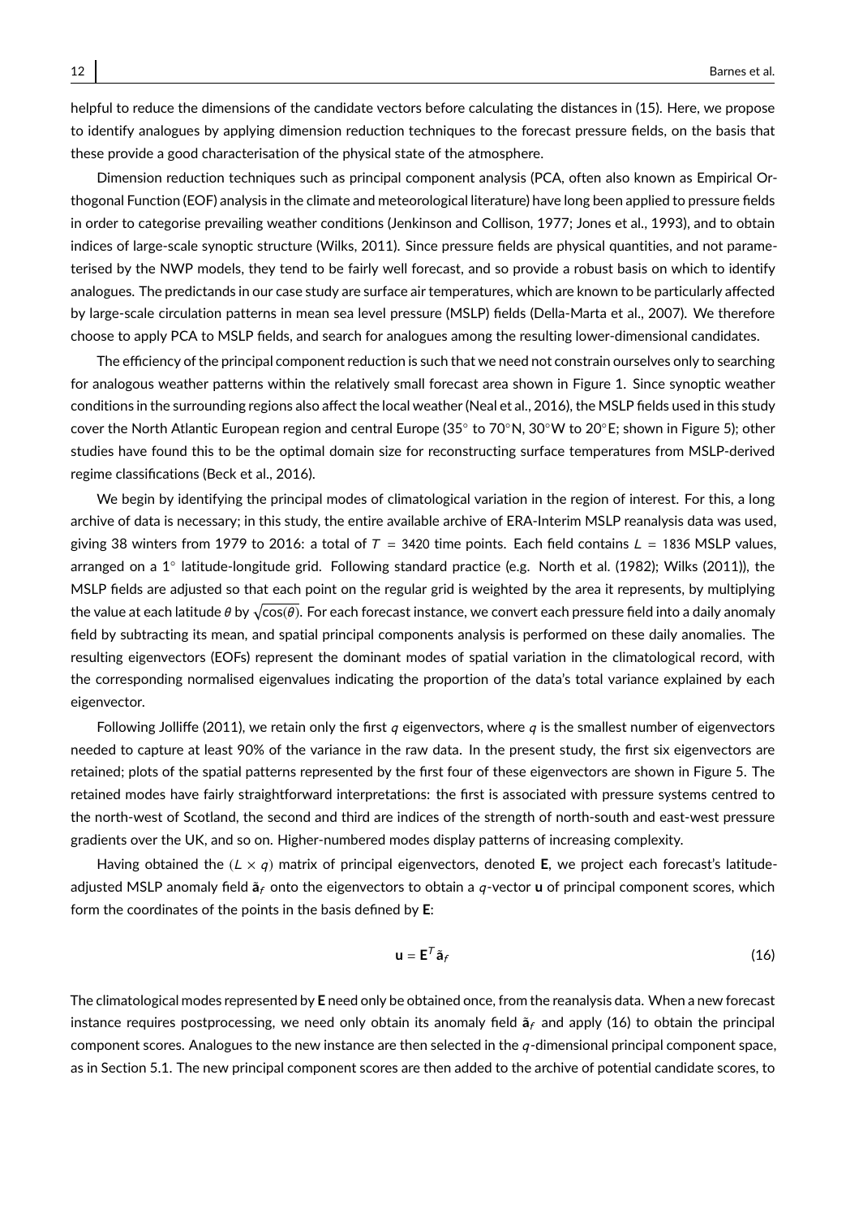helpful to reduce the dimensions of the candidate vectors before calculating the distances in (15). Here, we propose to identify analogues by applying dimension reduction techniques to the forecast pressure fields, on the basis that these provide a good characterisation of the physical state of the atmosphere.

Dimension reduction techniques such as principal component analysis (PCA, often also known as Empirical Orthogonal Function (EOF) analysis in the climate and meteorological literature) have long been applied to pressure fields in order to categorise prevailing weather conditions (Jenkinson and Collison, 1977; Jones et al., 1993), and to obtain indices of large-scale synoptic structure (Wilks, 2011). Since pressure fields are physical quantities, and not parameterised by the NWP models, they tend to be fairly well forecast, and so provide a robust basis on which to identify analogues. The predictands in our case study are surface air temperatures, which are known to be particularly affected by large-scale circulation patterns in mean sea level pressure (MSLP) fields (Della-Marta et al., 2007). We therefore choose to apply PCA to MSLP fields, and search for analogues among the resulting lower-dimensional candidates.

The efficiency of the principal component reduction is such that we need not constrain ourselves only to searching for analogous weather patterns within the relatively small forecast area shown in Figure 1. Since synoptic weather conditions in the surrounding regions also affect the local weather (Neal et al., 2016), the MSLP fields used in this study cover the North Atlantic European region and central Europe (35° to 70°N, 30°W to 20°E; shown in Figure 5); other studies have found this to be the optimal domain size for reconstructing surface temperatures from MSLP-derived regime classifications (Beck et al., 2016).

We begin by identifying the principal modes of climatological variation in the region of interest. For this, a long archive of data is necessary; in this study, the entire available archive of ERA-Interim MSLP reanalysis data was used, giving 38 winters from 1979 to 2016: a total of $T = 3420$ time points. Each field contains $L = 1836$ MSLP values, arranged on a 1° latitude-longitude grid. Following standard practice (e.g. North et al. (1982); Wilks (2011)), the MSLP fields are adjusted so that each point on the regular grid is weighted by the area it represents, by multiplying the value at each latitude $\theta$ by $\sqrt{\cos(\theta)}$. For each forecast instance, we convert each pressure field into a daily anomaly field by subtracting its mean, and spatial principal components analysis is performed on these daily anomalies. The resulting eigenvectors (EOFs) represent the dominant modes of spatial variation in the climatological record, with the corresponding normalised eigenvalues indicating the proportion of the data's total variance explained by each eigenvector.

Following Jolliffe (2011), we retain only the first $q$ eigenvectors, where $q$ is the smallest number of eigenvectors needed to capture at least 90% of the variance in the raw data. In the present study, the first six eigenvectors are retained; plots of the spatial patterns represented by the first four of these eigenvectors are shown in Figure 5. The retained modes have fairly straightforward interpretations: the first is associated with pressure systems centred to the north-west of Scotland, the second and third are indices of the strength of north-south and east-west pressure gradients over the UK, and so on. Higher-numbered modes display patterns of increasing complexity.

Having obtained the $(L \times q)$ matrix of principal eigenvectors, denoted $\mathbf{E}$, we project each forecast's latitude-adjusted MSLP anomaly field $\tilde{\mathbf{a}}_f$ onto the eigenvectors to obtain a $q$-vector $\mathbf{u}$ of principal component scores, which form the coordinates of the points in the basis defined by $\mathbf{E}$:

$$\mathbf{u} = \mathbf{E}^T \tilde{\mathbf{a}}_f \tag{16}$$

The climatological modes represented by $\mathbf{E}$ need only be obtained once, from the reanalysis data. When a new forecast instance requires postprocessing, we need only obtain its anomaly field $\tilde{\mathbf{a}}_f$ and apply (16) to obtain the principal component scores. Analogues to the new instance are then selected in the $q$-dimensional principal component space, as in Section 5.1. The new principal component scores are then added to the archive of potential candidate scores, to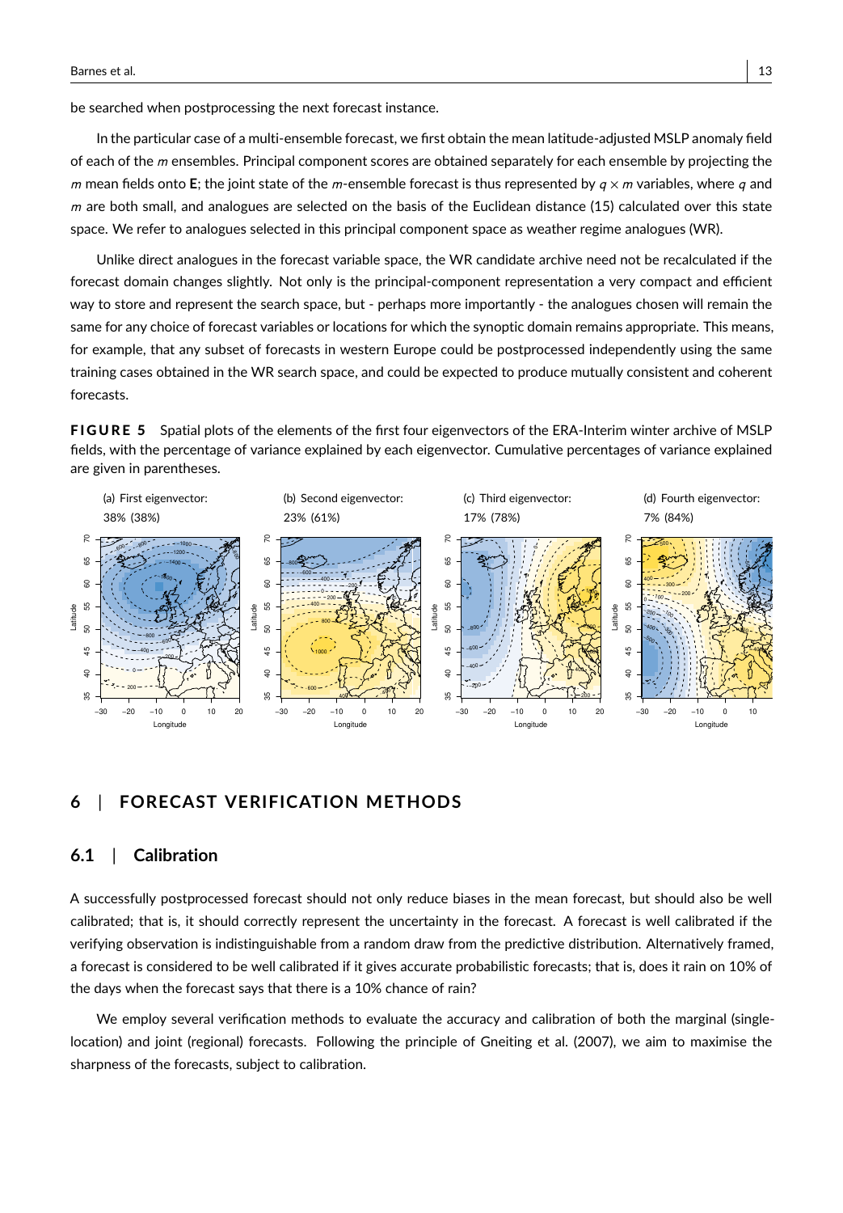be searched when postprocessing the next forecast instance.

In the particular case of a multi-ensemble forecast, we first obtain the mean latitude-adjusted MSLP anomaly field of each of the $m$ ensembles. Principal component scores are obtained separately for each ensemble by projecting the $m$ mean fields onto $\mathbf{E}$; the joint state of the $m$-ensemble forecast is thus represented by $q \times m$ variables, where $q$ and $m$ are both small, and analogues are selected on the basis of the Euclidean distance (15) calculated over this state space. We refer to analogues selected in this principal component space as weather regime analogues (WR).

Unlike direct analogues in the forecast variable space, the WR candidate archive need not be recalculated if the forecast domain changes slightly. Not only is the principal-component representation a very compact and efficient way to store and represent the search space, but - perhaps more importantly - the analogues chosen will remain the same for any choice of forecast variables or locations for which the synoptic domain remains appropriate. This means, for example, that any subset of forecasts in western Europe could be postprocessed independently using the same training cases obtained in the WR search space, and could be expected to produce mutually consistent and coherent forecasts.

**FIGURE 5** Spatial plots of the elements of the first four eigenvectors of the ERA-Interim winter archive of MSLP fields, with the percentage of variance explained by each eigenvector. Cumulative percentages of variance explained are given in parentheses.

(a) First eigenvector: 38% (38%)

(b) Second eigenvector: 23% (61%)

(c) Third eigenvector: 17% (78%)

(d) Fourth eigenvector: 7% (84%)

## 6 | FORECAST VERIFICATION METHODS

### 6.1 | Calibration

A successfully postprocessed forecast should not only reduce biases in the mean forecast, but should also be well calibrated; that is, it should correctly represent the uncertainty in the forecast. A forecast is well calibrated if the verifying observation is indistinguishable from a random draw from the predictive distribution. Alternatively framed, a forecast is considered to be well calibrated if it gives accurate probabilistic forecasts; that is, does it rain on 10% of the days when the forecast says that there is a 10% chance of rain?

We employ several verification methods to evaluate the accuracy and calibration of both the marginal (single-location) and joint (regional) forecasts. Following the principle of Gneiting et al. (2007), we aim to maximise the sharpness of the forecasts, subject to calibration.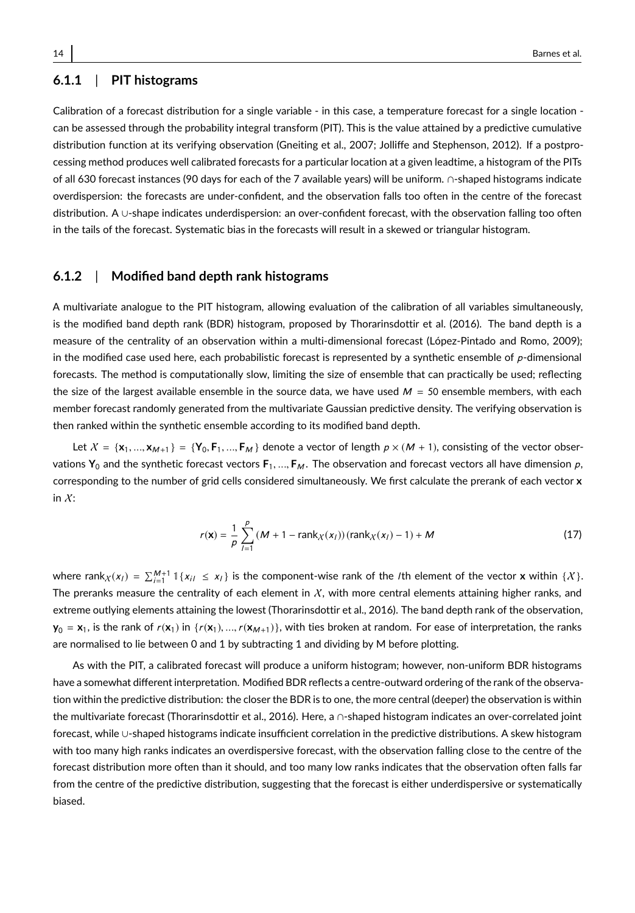### 6.1.1 | PIT histograms

Calibration of a forecast distribution for a single variable - in this case, a temperature forecast for a single location - can be assessed through the probability integral transform (PIT). This is the value attained by a predictive cumulative distribution function at its verifying observation (Gneiting et al., 2007; Jolliffe and Stephenson, 2012). If a postprocessing method produces well calibrated forecasts for a particular location at a given leadtime, a histogram of the PITs of all 630 forecast instances (90 days for each of the 7 available years) will be uniform. ∩-shaped histograms indicate overdispersion: the forecasts are under-confident, and the observation falls too often in the centre of the forecast distribution. A ∪-shape indicates underdispersion: an over-confident forecast, with the observation falling too often in the tails of the forecast. Systematic bias in the forecasts will result in a skewed or triangular histogram.

### 6.1.2 | Modified band depth rank histograms

A multivariate analogue to the PIT histogram, allowing evaluation of the calibration of all variables simultaneously, is the modified band depth rank (BDR) histogram, proposed by Thorarinsdottir et al. (2016). The band depth is a measure of the centrality of an observation within a multi-dimensional forecast (López-Pintado and Romo, 2009); in the modified case used here, each probabilistic forecast is represented by a synthetic ensemble of $p$-dimensional forecasts. The method is computationally slow, limiting the size of ensemble that can practically be used; reflecting the size of the largest available ensemble in the source data, we have used $M = 50$ ensemble members, with each member forecast randomly generated from the multivariate Gaussian predictive density. The verifying observation is then ranked within the synthetic ensemble according to its modified band depth.

Let $\mathcal{X} = \{\mathbf{x}_1, \ldots, \mathbf{x}_{M+1}\} = \{\mathbf{Y}_0, \mathbf{F}_1, \ldots, \mathbf{F}_M\}$ denote a vector of length $p \times (M+1)$, consisting of the vector observations $\mathbf{Y}_0$ and the synthetic forecast vectors $\mathbf{F}_1, \ldots, \mathbf{F}_M$. The observation and forecast vectors all have dimension $p$, corresponding to the number of grid cells considered simultaneously. We first calculate the prerank of each vector $\mathbf{x}$ in $\mathcal{X}$:

$$r(\mathbf{x}) = \frac{1}{p} \sum_{l=1}^{p} (M + 1 - \text{rank}_{\mathcal{X}}(x_l))(\text{rank}_{\mathcal{X}}(x_l) - 1) + M \tag{17}$$

where $\text{rank}_{\mathcal{X}}(x_l) = \sum_{i=1}^{M+1} \mathbb{1}\{x_{il} \leq x_l\}$ is the component-wise rank of the $l$th element of the vector $\mathbf{x}$ within $\{\mathcal{X}\}$. The preranks measure the centrality of each element in $\mathcal{X}$, with more central elements attaining higher ranks, and extreme outlying elements attaining the lowest (Thorarinsdottir et al., 2016). The band depth rank of the observation, $\mathbf{y}_0 = \mathbf{x}_1$, is the rank of $r(\mathbf{x}_1)$ in $\{r(\mathbf{x}_1), \ldots, r(\mathbf{x}_{M+1})\}$, with ties broken at random. For ease of interpretation, the ranks are normalised to lie between 0 and 1 by subtracting 1 and dividing by M before plotting.

As with the PIT, a calibrated forecast will produce a uniform histogram; however, non-uniform BDR histograms have a somewhat different interpretation. Modified BDR reflects a centre-outward ordering of the rank of the observation within the predictive distribution: the closer the BDR is to one, the more central (deeper) the observation is within the multivariate forecast (Thorarinsdottir et al., 2016). Here, a ∩-shaped histogram indicates an over-correlated joint forecast, while ∪-shaped histograms indicate insufficient correlation in the predictive distributions. A skew histogram with too many high ranks indicates an overdispersive forecast, with the observation falling close to the centre of the forecast distribution more often than it should, and too many low ranks indicates that the observation often falls far from the centre of the predictive distribution, suggesting that the forecast is either underdispersive or systematically biased.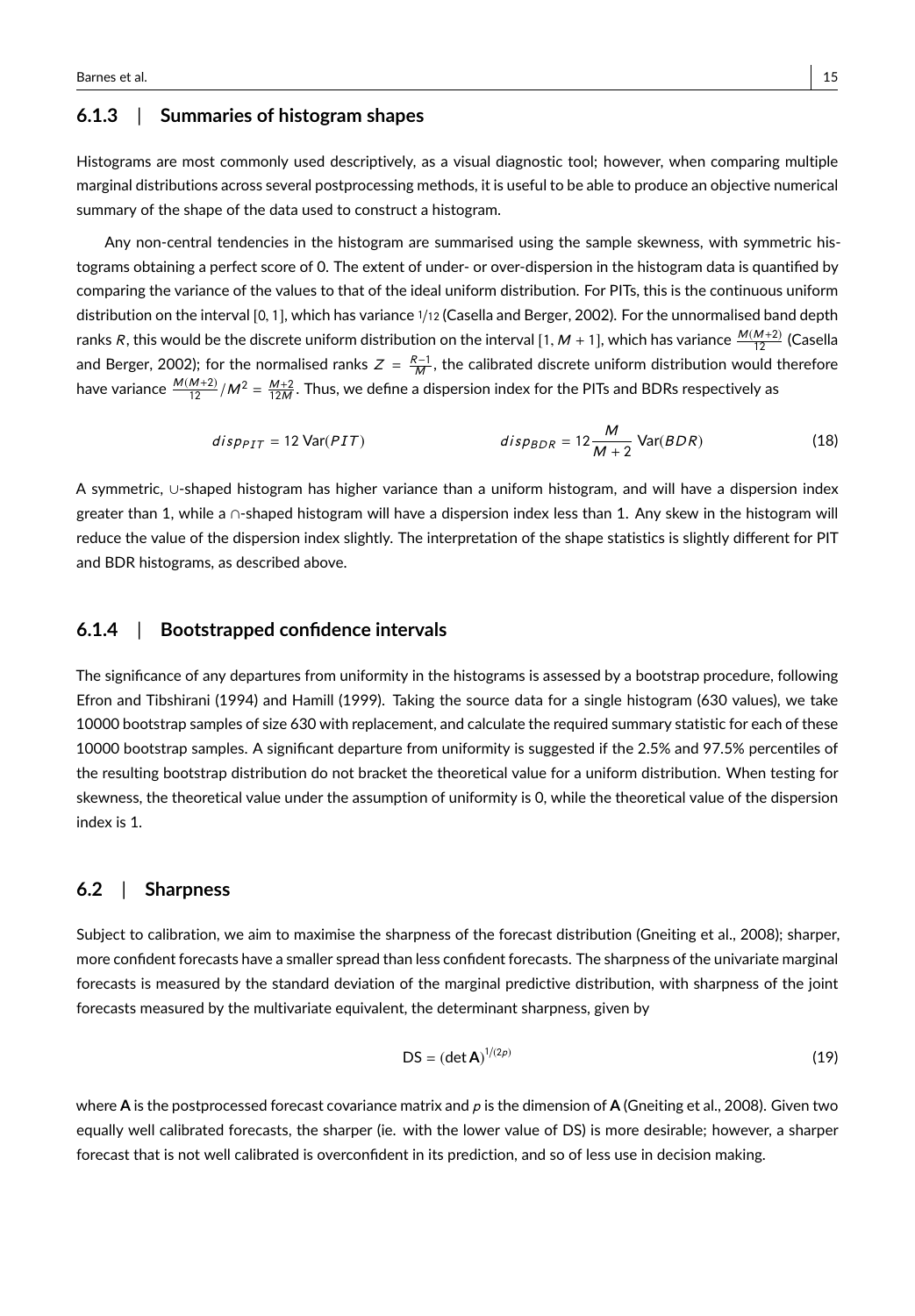### 6.1.3 | Summaries of histogram shapes

Histograms are most commonly used descriptively, as a visual diagnostic tool; however, when comparing multiple marginal distributions across several postprocessing methods, it is useful to be able to produce an objective numerical summary of the shape of the data used to construct a histogram.

Any non-central tendencies in the histogram are summarised using the sample skewness, with symmetric histograms obtaining a perfect score of 0. The extent of under- or over-dispersion in the histogram data is quantified by comparing the variance of the values to that of the ideal uniform distribution. For PITs, this is the continuous uniform distribution on the interval $[0, 1]$, which has variance $1/12$ (Casella and Berger, 2002). For the unnormalised band depth ranks $R$, this would be the discrete uniform distribution on the interval $[1, M + 1]$, which has variance $\frac{M(M+2)}{12}$ (Casella and Berger, 2002); for the normalised ranks $Z = \frac{R-1}{M}$, the calibrated discrete uniform distribution would therefore have variance $\frac{M(M+2)}{12}/M^2 = \frac{M+2}{12M}$. Thus, we define a dispersion index for the PITs and BDRs respectively as

$$disp_{PIT} = 12\,\mathrm{Var}(PIT) \qquad\qquad disp_{BDR} = 12\frac{M}{M+2}\,\mathrm{Var}(BDR) \tag{18}$$

A symmetric, ∪-shaped histogram has higher variance than a uniform histogram, and will have a dispersion index greater than 1, while a ∩-shaped histogram will have a dispersion index less than 1. Any skew in the histogram will reduce the value of the dispersion index slightly. The interpretation of the shape statistics is slightly different for PIT and BDR histograms, as described above.

### 6.1.4 | Bootstrapped confidence intervals

The significance of any departures from uniformity in the histograms is assessed by a bootstrap procedure, following Efron and Tibshirani (1994) and Hamill (1999). Taking the source data for a single histogram (630 values), we take 10000 bootstrap samples of size 630 with replacement, and calculate the required summary statistic for each of these 10000 bootstrap samples. A significant departure from uniformity is suggested if the 2.5% and 97.5% percentiles of the resulting bootstrap distribution do not bracket the theoretical value for a uniform distribution. When testing for skewness, the theoretical value under the assumption of uniformity is 0, while the theoretical value of the dispersion index is 1.

## 6.2 | Sharpness

Subject to calibration, we aim to maximise the sharpness of the forecast distribution (Gneiting et al., 2008); sharper, more confident forecasts have a smaller spread than less confident forecasts. The sharpness of the univariate marginal forecasts is measured by the standard deviation of the marginal predictive distribution, with sharpness of the joint forecasts measured by the multivariate equivalent, the determinant sharpness, given by

$$\mathrm{DS} = (\det \mathbf{A})^{1/(2p)} \tag{19}$$

where $\mathbf{A}$ is the postprocessed forecast covariance matrix and $p$ is the dimension of $\mathbf{A}$ (Gneiting et al., 2008). Given two equally well calibrated forecasts, the sharper (ie. with the lower value of DS) is more desirable; however, a sharper forecast that is not well calibrated is overconfident in its prediction, and so of less use in decision making.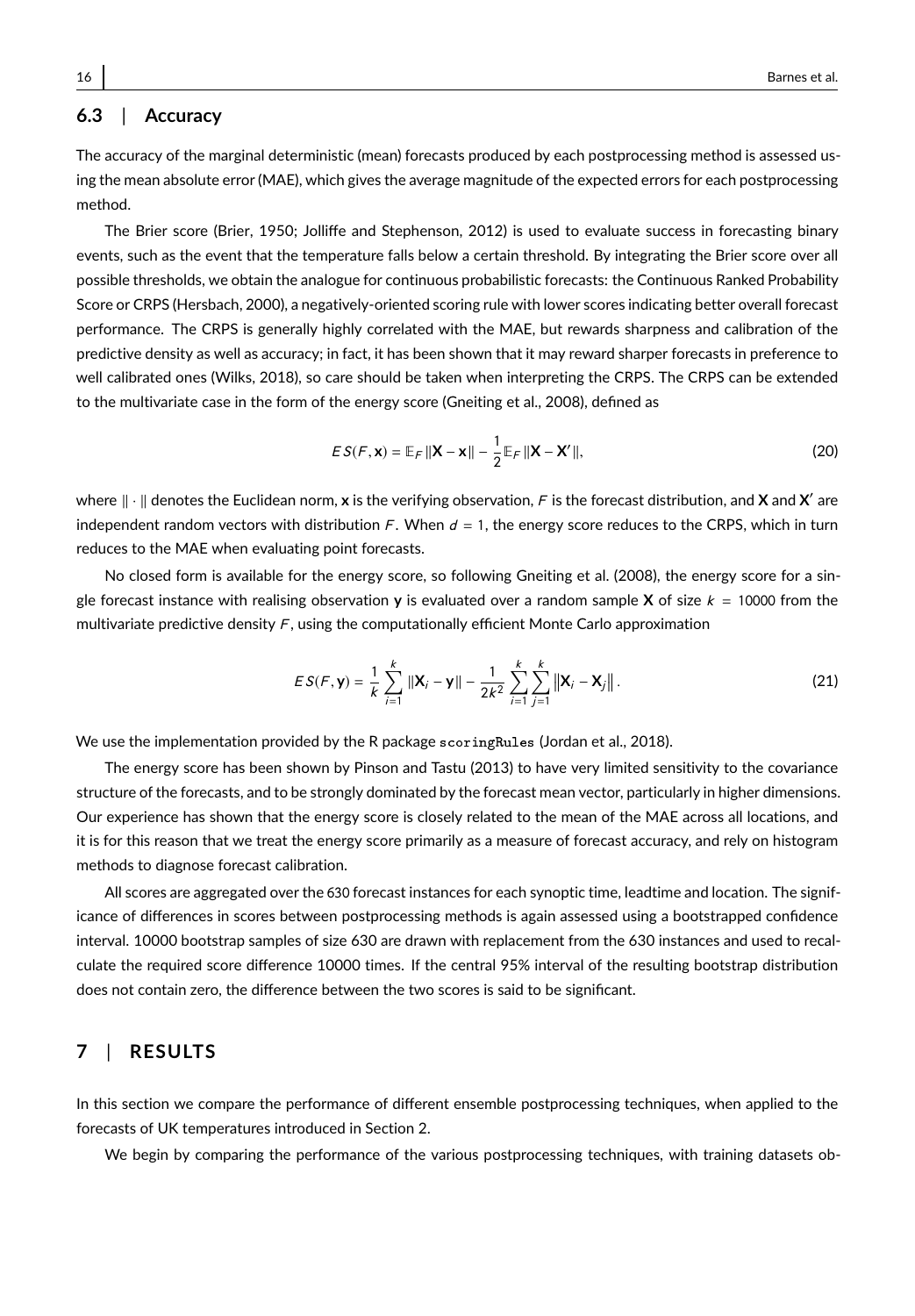## 6.3 | Accuracy

The accuracy of the marginal deterministic (mean) forecasts produced by each postprocessing method is assessed using the mean absolute error (MAE), which gives the average magnitude of the expected errors for each postprocessing method.

The Brier score (Brier, 1950; Jolliffe and Stephenson, 2012) is used to evaluate success in forecasting binary events, such as the event that the temperature falls below a certain threshold. By integrating the Brier score over all possible thresholds, we obtain the analogue for continuous probabilistic forecasts: the Continuous Ranked Probability Score or CRPS (Hersbach, 2000), a negatively-oriented scoring rule with lower scores indicating better overall forecast performance. The CRPS is generally highly correlated with the MAE, but rewards sharpness and calibration of the predictive density as well as accuracy; in fact, it has been shown that it may reward sharper forecasts in preference to well calibrated ones (Wilks, 2018), so care should be taken when interpreting the CRPS. The CRPS can be extended to the multivariate case in the form of the energy score (Gneiting et al., 2008), defined as

$$ES(F, \mathbf{x}) = \mathbb{E}_F \|\mathbf{X} - \mathbf{x}\| - \frac{1}{2}\mathbb{E}_F \|\mathbf{X} - \mathbf{X}'\|, \tag{20}$$

where $\|\cdot\|$ denotes the Euclidean norm, $\mathbf{x}$ is the verifying observation, $F$ is the forecast distribution, and $\mathbf{X}$ and $\mathbf{X}'$ are independent random vectors with distribution $F$. When $d = 1$, the energy score reduces to the CRPS, which in turn reduces to the MAE when evaluating point forecasts.

No closed form is available for the energy score, so following Gneiting et al. (2008), the energy score for a single forecast instance with realising observation $\mathbf{y}$ is evaluated over a random sample $\mathbf{X}$ of size $k = 10000$ from the multivariate predictive density $F$, using the computationally efficient Monte Carlo approximation

$$ES(F, \mathbf{y}) = \frac{1}{k}\sum_{i=1}^{k} \|\mathbf{X}_i - \mathbf{y}\| - \frac{1}{2k^2}\sum_{i=1}^{k}\sum_{j=1}^{k} \left\|\mathbf{X}_i - \mathbf{X}_j\right\|. \tag{21}$$

We use the implementation provided by the R package `scoringRules` (Jordan et al., 2018).

The energy score has been shown by Pinson and Tastu (2013) to have very limited sensitivity to the covariance structure of the forecasts, and to be strongly dominated by the forecast mean vector, particularly in higher dimensions. Our experience has shown that the energy score is closely related to the mean of the MAE across all locations, and it is for this reason that we treat the energy score primarily as a measure of forecast accuracy, and rely on histogram methods to diagnose forecast calibration.

All scores are aggregated over the 630 forecast instances for each synoptic time, leadtime and location. The significance of differences in scores between postprocessing methods is again assessed using a bootstrapped confidence interval. 10000 bootstrap samples of size 630 are drawn with replacement from the 630 instances and used to recalculate the required score difference 10000 times. If the central 95% interval of the resulting bootstrap distribution does not contain zero, the difference between the two scores is said to be significant.

# 7 | RESULTS

In this section we compare the performance of different ensemble postprocessing techniques, when applied to the forecasts of UK temperatures introduced in Section 2.

We begin by comparing the performance of the various postprocessing techniques, with training datasets ob-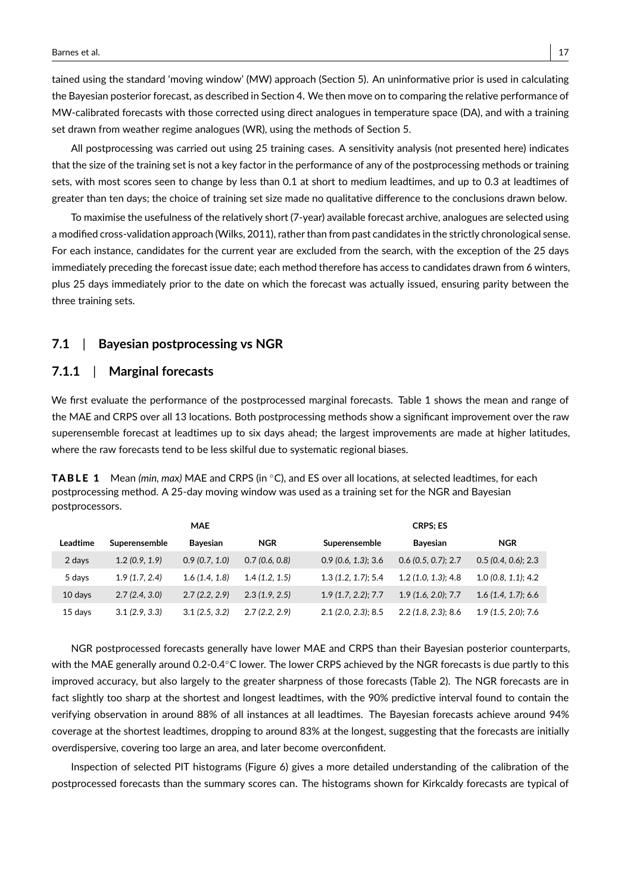tained using the standard 'moving window' (MW) approach (Section 5). An uninformative prior is used in calculating the Bayesian posterior forecast, as described in Section 4. We then move on to comparing the relative performance of MW-calibrated forecasts with those corrected using direct analogues in temperature space (DA), and with a training set drawn from weather regime analogues (WR), using the methods of Section 5.

All postprocessing was carried out using 25 training cases. A sensitivity analysis (not presented here) indicates that the size of the training set is not a key factor in the performance of any of the postprocessing methods or training sets, with most scores seen to change by less than 0.1 at short to medium leadtimes, and up to 0.3 at leadtimes of greater than ten days; the choice of training set size made no qualitative difference to the conclusions drawn below.

To maximise the usefulness of the relatively short (7-year) available forecast archive, analogues are selected using a modified cross-validation approach (Wilks, 2011), rather than from past candidates in the strictly chronological sense. For each instance, candidates for the current year are excluded from the search, with the exception of the 25 days immediately preceding the forecast issue date; each method therefore has access to candidates drawn from 6 winters, plus 25 days immediately prior to the date on which the forecast was actually issued, ensuring parity between the three training sets.

## 7.1 | Bayesian postprocessing vs NGR

### 7.1.1 | Marginal forecasts

We first evaluate the performance of the postprocessed marginal forecasts. Table 1 shows the mean and range of the MAE and CRPS over all 13 locations. Both postprocessing methods show a significant improvement over the raw superensemble forecast at leadtimes up to six days ahead; the largest improvements are made at higher latitudes, where the raw forecasts tend to be less skilful due to systematic regional biases.

**TABLE 1** Mean *(min, max)* MAE and CRPS (in °C), and ES over all locations, at selected leadtimes, for each postprocessing method. A 25-day moving window was used as a training set for the NGR and Bayesian postprocessors.

| | MAE | | | CRPS; ES | | |
|---|---|---|---|---|---|---|
| **Leadtime** | **Superensemble** | **Bayesian** | **NGR** | **Superensemble** | **Bayesian** | **NGR** |
| 2 days | 1.2 *(0.9, 1.9)* | 0.9 *(0.7, 1.0)* | 0.7 *(0.6, 0.8)* | 0.9 *(0.6, 1.3)*; 3.6 | 0.6 *(0.5, 0.7)*; 2.7 | 0.5 *(0.4, 0.6)*; 2.3 |
| 5 days | 1.9 *(1.7, 2.4)* | 1.6 *(1.4, 1.8)* | 1.4 *(1.2, 1.5)* | 1.3 *(1.2, 1.7)*; 5.4 | 1.2 *(1.0, 1.3)*; 4.8 | 1.0 *(0.8, 1.1)*; 4.2 |
| 10 days | 2.7 *(2.4, 3.0)* | 2.7 *(2.2, 2.9)* | 2.3 *(1.9, 2.5)* | 1.9 *(1.7, 2.2)*; 7.7 | 1.9 *(1.6, 2.0)*; 7.7 | 1.6 *(1.4, 1.7)*; 6.6 |
| 15 days | 3.1 *(2.9, 3.3)* | 3.1 *(2.5, 3.2)* | 2.7 *(2.2, 2.9)* | 2.1 *(2.0, 2.3)*; 8.5 | 2.2 *(1.8, 2.3)*; 8.6 | 1.9 *(1.5, 2.0)*; 7.6 |

NGR postprocessed forecasts generally have lower MAE and CRPS than their Bayesian posterior counterparts, with the MAE generally around 0.2-0.4°C lower. The lower CRPS achieved by the NGR forecasts is due partly to this improved accuracy, but also largely to the greater sharpness of those forecasts (Table 2). The NGR forecasts are in fact slightly too sharp at the shortest and longest leadtimes, with the 90% predictive interval found to contain the verifying observation in around 88% of all instances at all leadtimes. The Bayesian forecasts achieve around 94% coverage at the shortest leadtimes, dropping to around 83% at the longest, suggesting that the forecasts are initially overdispersive, covering too large an area, and later become overconfident.

Inspection of selected PIT histograms (Figure 6) gives a more detailed understanding of the calibration of the postprocessed forecasts than the summary scores can. The histograms shown for Kirkcaldy forecasts are typical of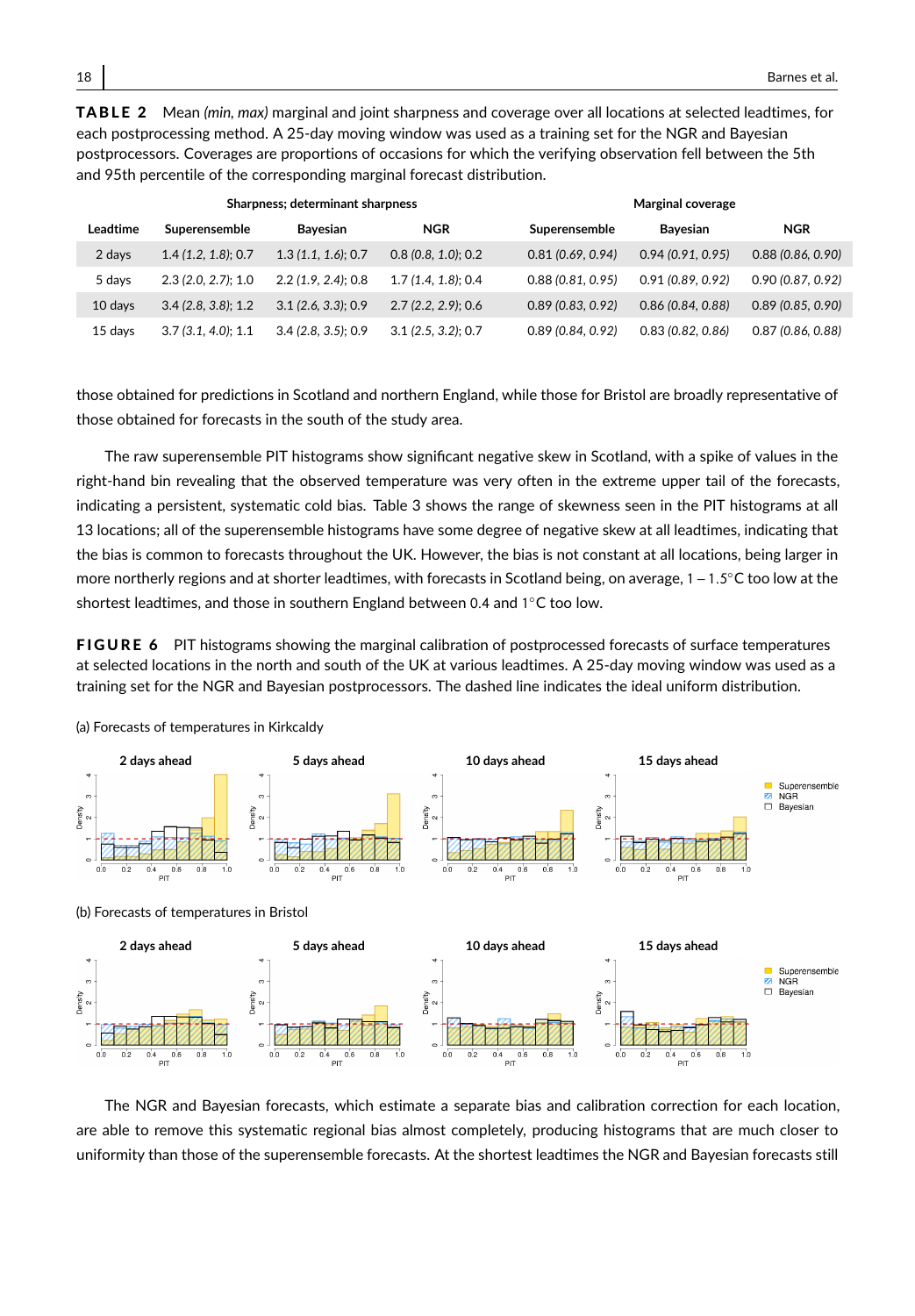**TABLE 2** Mean *(min, max)* marginal and joint sharpness and coverage over all locations at selected leadtimes, for each postprocessing method. A 25-day moving window was used as a training set for the NGR and Bayesian postprocessors. Coverages are proportions of occasions for which the verifying observation fell between the 5th and 95th percentile of the corresponding marginal forecast distribution.

| | Sharpness; determinant sharpness | | | Marginal coverage | | |
|---|---|---|---|---|---|---|
| **Leadtime** | **Superensemble** | **Bayesian** | **NGR** | **Superensemble** | **Bayesian** | **NGR** |
| 2 days | 1.4 *(1.2, 1.8)*; 0.7 | 1.3 *(1.1, 1.6)*; 0.7 | 0.8 *(0.8, 1.0)*; 0.2 | 0.81 *(0.69, 0.94)* | 0.94 *(0.91, 0.95)* | 0.88 *(0.86, 0.90)* |
| 5 days | 2.3 *(2.0, 2.7)*; 1.0 | 2.2 *(1.9, 2.4)*; 0.8 | 1.7 *(1.4, 1.8)*; 0.4 | 0.88 *(0.81, 0.95)* | 0.91 *(0.89, 0.92)* | 0.90 *(0.87, 0.92)* |
| 10 days | 3.4 *(2.8, 3.8)*; 1.2 | 3.1 *(2.6, 3.3)*; 0.9 | 2.7 *(2.2, 2.9)*; 0.6 | 0.89 *(0.83, 0.92)* | 0.86 *(0.84, 0.88)* | 0.89 *(0.85, 0.90)* |
| 15 days | 3.7 *(3.1, 4.0)*; 1.1 | 3.4 *(2.8, 3.5)*; 0.9 | 3.1 *(2.5, 3.2)*; 0.7 | 0.89 *(0.84, 0.92)* | 0.83 *(0.82, 0.86)* | 0.87 *(0.86, 0.88)* |

those obtained for predictions in Scotland and northern England, while those for Bristol are broadly representative of those obtained for forecasts in the south of the study area.

The raw superensemble PIT histograms show significant negative skew in Scotland, with a spike of values in the right-hand bin revealing that the observed temperature was very often in the extreme upper tail of the forecasts, indicating a persistent, systematic cold bias. Table 3 shows the range of skewness seen in the PIT histograms at all 13 locations; all of the superensemble histograms have some degree of negative skew at all leadtimes, indicating that the bias is common to forecasts throughout the UK. However, the bias is not constant at all locations, being larger in more northerly regions and at shorter leadtimes, with forecasts in Scotland being, on average, $1 - 1.5°$C too low at the shortest leadtimes, and those in southern England between 0.4 and $1°$C too low.

**FIGURE 6** PIT histograms showing the marginal calibration of postprocessed forecasts of surface temperatures at selected locations in the north and south of the UK at various leadtimes. A 25-day moving window was used as a training set for the NGR and Bayesian postprocessors. The dashed line indicates the ideal uniform distribution.

(a) Forecasts of temperatures in Kirkcaldy

(b) Forecasts of temperatures in Bristol

The NGR and Bayesian forecasts, which estimate a separate bias and calibration correction for each location, are able to remove this systematic regional bias almost completely, producing histograms that are much closer to uniformity than those of the superensemble forecasts. At the shortest leadtimes the NGR and Bayesian forecasts still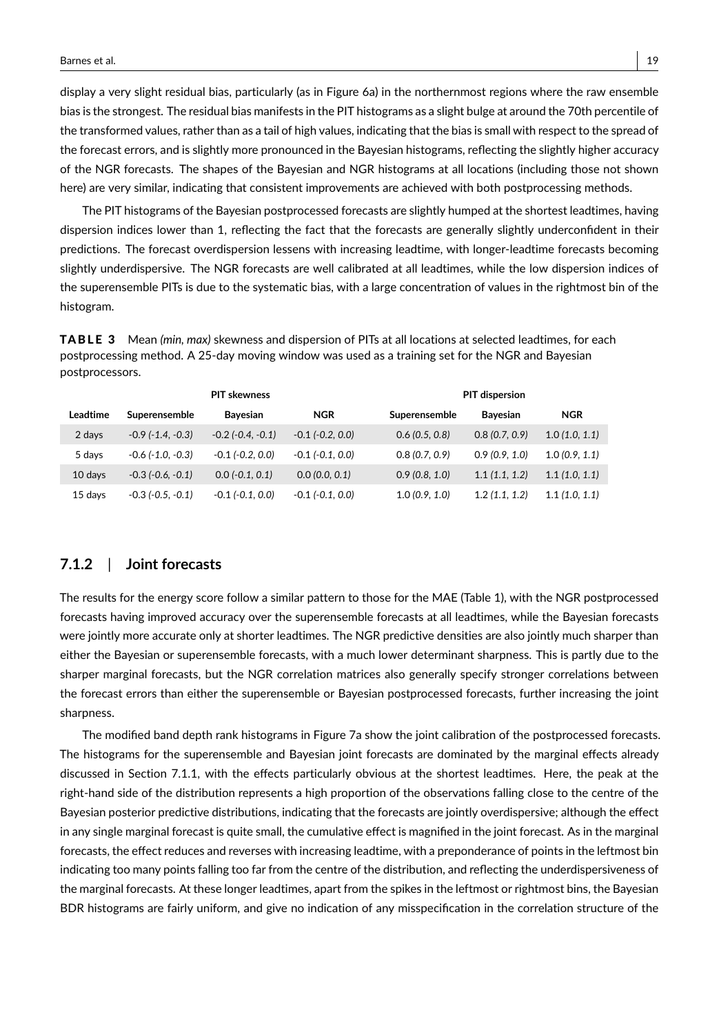display a very slight residual bias, particularly (as in Figure 6a) in the northernmost regions where the raw ensemble bias is the strongest. The residual bias manifests in the PIT histograms as a slight bulge at around the 70th percentile of the transformed values, rather than as a tail of high values, indicating that the bias is small with respect to the spread of the forecast errors, and is slightly more pronounced in the Bayesian histograms, reflecting the slightly higher accuracy of the NGR forecasts. The shapes of the Bayesian and NGR histograms at all locations (including those not shown here) are very similar, indicating that consistent improvements are achieved with both postprocessing methods.

The PIT histograms of the Bayesian postprocessed forecasts are slightly humped at the shortest leadtimes, having dispersion indices lower than 1, reflecting the fact that the forecasts are generally slightly underconfident in their predictions. The forecast overdispersion lessens with increasing leadtime, with longer-leadtime forecasts becoming slightly underdispersive. The NGR forecasts are well calibrated at all leadtimes, while the low dispersion indices of the superensemble PITs is due to the systematic bias, with a large concentration of values in the rightmost bin of the histogram.

**TABLE 3** Mean *(min, max)* skewness and dispersion of PITs at all locations at selected leadtimes, for each postprocessing method. A 25-day moving window was used as a training set for the NGR and Bayesian postprocessors.

| | PIT skewness | | | PIT dispersion | | |
|---|---|---|---|---|---|---|
| **Leadtime** | **Superensemble** | **Bayesian** | **NGR** | **Superensemble** | **Bayesian** | **NGR** |
| 2 days | -0.9 *(-1.4, -0.3)* | -0.2 *(-0.4, -0.1)* | -0.1 *(-0.2, 0.0)* | 0.6 *(0.5, 0.8)* | 0.8 *(0.7, 0.9)* | 1.0 *(1.0, 1.1)* |
| 5 days | -0.6 *(-1.0, -0.3)* | -0.1 *(-0.2, 0.0)* | -0.1 *(-0.1, 0.0)* | 0.8 *(0.7, 0.9)* | 0.9 *(0.9, 1.0)* | 1.0 *(0.9, 1.1)* |
| 10 days | -0.3 *(-0.6, -0.1)* | 0.0 *(-0.1, 0.1)* | 0.0 *(0.0, 0.1)* | 0.9 *(0.8, 1.0)* | 1.1 *(1.1, 1.2)* | 1.1 *(1.0, 1.1)* |
| 15 days | -0.3 *(-0.5, -0.1)* | -0.1 *(-0.1, 0.0)* | -0.1 *(-0.1, 0.0)* | 1.0 *(0.9, 1.0)* | 1.2 *(1.1, 1.2)* | 1.1 *(1.0, 1.1)* |

### 7.1.2 | Joint forecasts

The results for the energy score follow a similar pattern to those for the MAE (Table 1), with the NGR postprocessed forecasts having improved accuracy over the superensemble forecasts at all leadtimes, while the Bayesian forecasts were jointly more accurate only at shorter leadtimes. The NGR predictive densities are also jointly much sharper than either the Bayesian or superensemble forecasts, with a much lower determinant sharpness. This is partly due to the sharper marginal forecasts, but the NGR correlation matrices also generally specify stronger correlations between the forecast errors than either the superensemble or Bayesian postprocessed forecasts, further increasing the joint sharpness.

The modified band depth rank histograms in Figure 7a show the joint calibration of the postprocessed forecasts. The histograms for the superensemble and Bayesian joint forecasts are dominated by the marginal effects already discussed in Section 7.1.1, with the effects particularly obvious at the shortest leadtimes. Here, the peak at the right-hand side of the distribution represents a high proportion of the observations falling close to the centre of the Bayesian posterior predictive distributions, indicating that the forecasts are jointly overdispersive; although the effect in any single marginal forecast is quite small, the cumulative effect is magnified in the joint forecast. As in the marginal forecasts, the effect reduces and reverses with increasing leadtime, with a preponderance of points in the leftmost bin indicating too many points falling too far from the centre of the distribution, and reflecting the underdispersiveness of the marginal forecasts. At these longer leadtimes, apart from the spikes in the leftmost or rightmost bins, the Bayesian BDR histograms are fairly uniform, and give no indication of any misspecification in the correlation structure of the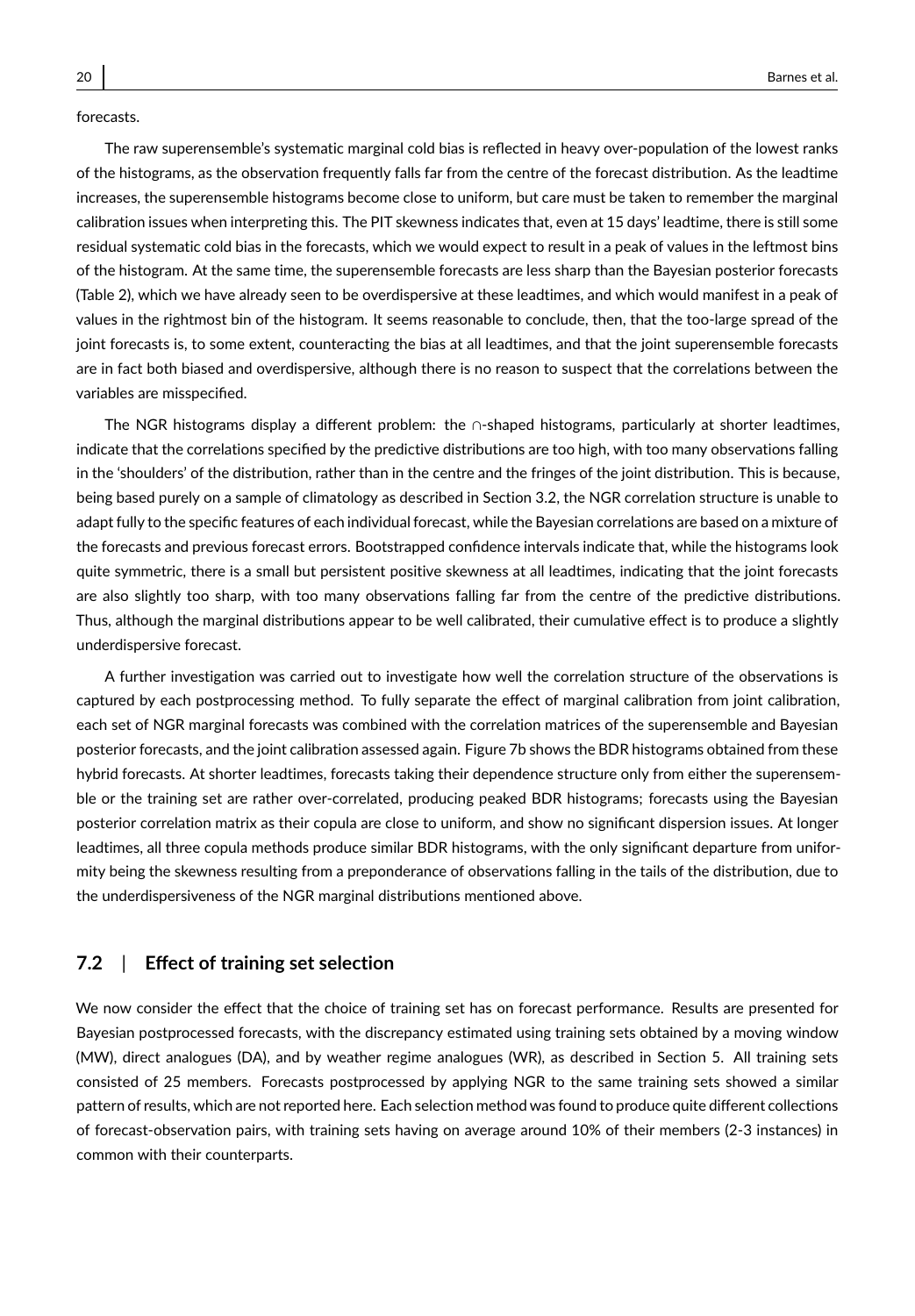forecasts.

The raw superensemble's systematic marginal cold bias is reflected in heavy over-population of the lowest ranks of the histograms, as the observation frequently falls far from the centre of the forecast distribution. As the leadtime increases, the superensemble histograms become close to uniform, but care must be taken to remember the marginal calibration issues when interpreting this. The PIT skewness indicates that, even at 15 days' leadtime, there is still some residual systematic cold bias in the forecasts, which we would expect to result in a peak of values in the leftmost bins of the histogram. At the same time, the superensemble forecasts are less sharp than the Bayesian posterior forecasts (Table 2), which we have already seen to be overdispersive at these leadtimes, and which would manifest in a peak of values in the rightmost bin of the histogram. It seems reasonable to conclude, then, that the too-large spread of the joint forecasts is, to some extent, counteracting the bias at all leadtimes, and that the joint superensemble forecasts are in fact both biased and overdispersive, although there is no reason to suspect that the correlations between the variables are misspecified.

The NGR histograms display a different problem: the ∩-shaped histograms, particularly at shorter leadtimes, indicate that the correlations specified by the predictive distributions are too high, with too many observations falling in the 'shoulders' of the distribution, rather than in the centre and the fringes of the joint distribution. This is because, being based purely on a sample of climatology as described in Section 3.2, the NGR correlation structure is unable to adapt fully to the specific features of each individual forecast, while the Bayesian correlations are based on a mixture of the forecasts and previous forecast errors. Bootstrapped confidence intervals indicate that, while the histograms look quite symmetric, there is a small but persistent positive skewness at all leadtimes, indicating that the joint forecasts are also slightly too sharp, with too many observations falling far from the centre of the predictive distributions. Thus, although the marginal distributions appear to be well calibrated, their cumulative effect is to produce a slightly underdispersive forecast.

A further investigation was carried out to investigate how well the correlation structure of the observations is captured by each postprocessing method. To fully separate the effect of marginal calibration from joint calibration, each set of NGR marginal forecasts was combined with the correlation matrices of the superensemble and Bayesian posterior forecasts, and the joint calibration assessed again. Figure 7b shows the BDR histograms obtained from these hybrid forecasts. At shorter leadtimes, forecasts taking their dependence structure only from either the superensemble or the training set are rather over-correlated, producing peaked BDR histograms; forecasts using the Bayesian posterior correlation matrix as their copula are close to uniform, and show no significant dispersion issues. At longer leadtimes, all three copula methods produce similar BDR histograms, with the only significant departure from uniformity being the skewness resulting from a preponderance of observations falling in the tails of the distribution, due to the underdispersiveness of the NGR marginal distributions mentioned above.

## 7.2 | Effect of training set selection

We now consider the effect that the choice of training set has on forecast performance. Results are presented for Bayesian postprocessed forecasts, with the discrepancy estimated using training sets obtained by a moving window (MW), direct analogues (DA), and by weather regime analogues (WR), as described in Section 5. All training sets consisted of 25 members. Forecasts postprocessed by applying NGR to the same training sets showed a similar pattern of results, which are not reported here. Each selection method was found to produce quite different collections of forecast-observation pairs, with training sets having on average around 10% of their members (2-3 instances) in common with their counterparts.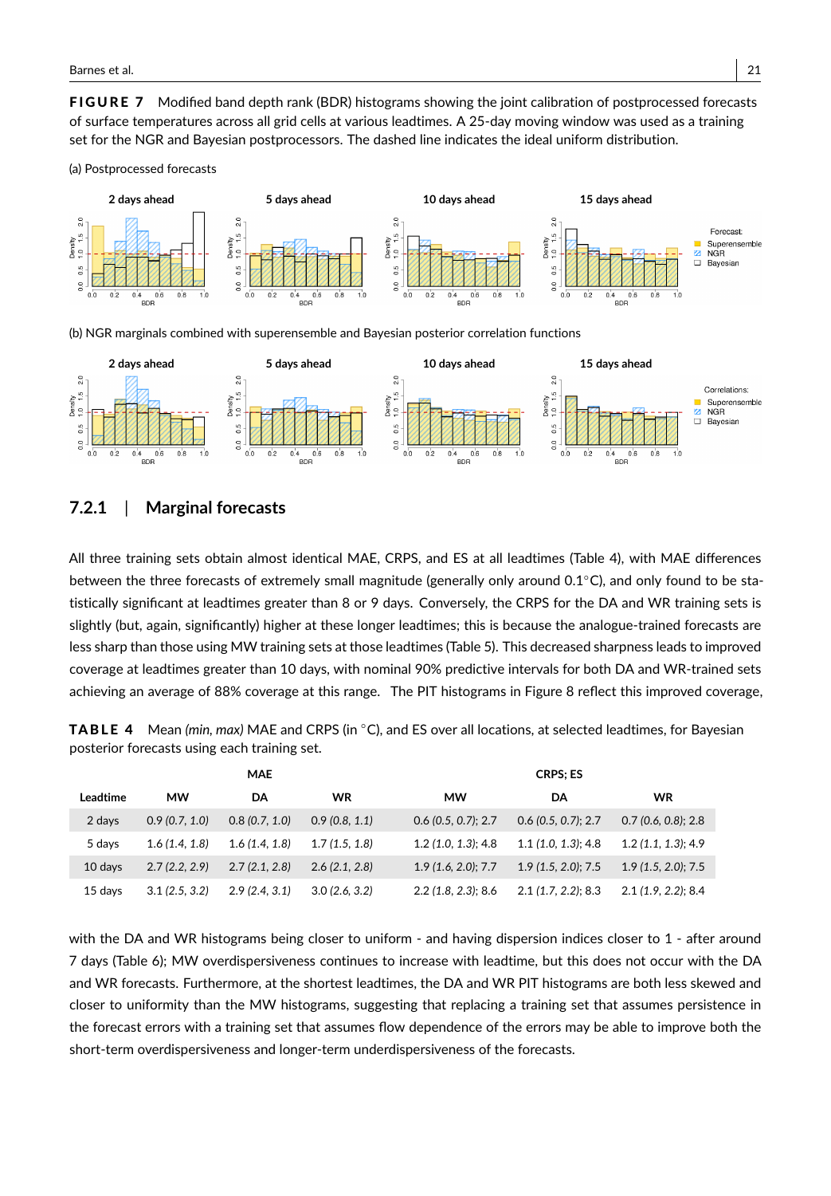**FIGURE 7** Modified band depth rank (BDR) histograms showing the joint calibration of postprocessed forecasts of surface temperatures across all grid cells at various leadtimes. A 25-day moving window was used as a training set for the NGR and Bayesian postprocessors. The dashed line indicates the ideal uniform distribution.

(a) Postprocessed forecasts

(b) NGR marginals combined with superensemble and Bayesian posterior correlation functions

### 7.2.1 | Marginal forecasts

All three training sets obtain almost identical MAE, CRPS, and ES at all leadtimes (Table 4), with MAE differences between the three forecasts of extremely small magnitude (generally only around 0.1°C), and only found to be statistically significant at leadtimes greater than 8 or 9 days. Conversely, the CRPS for the DA and WR training sets is slightly (but, again, significantly) higher at these longer leadtimes; this is because the analogue-trained forecasts are less sharp than those using MW training sets at those leadtimes (Table 5). This decreased sharpness leads to improved coverage at leadtimes greater than 10 days, with nominal 90% predictive intervals for both DA and WR-trained sets achieving an average of 88% coverage at this range. The PIT histograms in Figure 8 reflect this improved coverage,

**TABLE 4** Mean *(min, max)* MAE and CRPS (in °C), and ES over all locations, at selected leadtimes, for Bayesian posterior forecasts using each training set.

| | MAE | | | CRPS; ES | | |
|---|---|---|---|---|---|---|
| **Leadtime** | **MW** | **DA** | **WR** | **MW** | **DA** | **WR** |
| 2 days | 0.9 *(0.7, 1.0)* | 0.8 *(0.7, 1.0)* | 0.9 *(0.8, 1.1)* | 0.6 *(0.5, 0.7)*; 2.7 | 0.6 *(0.5, 0.7)*; 2.7 | 0.7 *(0.6, 0.8)*; 2.8 |
| 5 days | 1.6 *(1.4, 1.8)* | 1.6 *(1.4, 1.8)* | 1.7 *(1.5, 1.8)* | 1.2 *(1.0, 1.3)*; 4.8 | 1.1 *(1.0, 1.3)*; 4.8 | 1.2 *(1.1, 1.3)*; 4.9 |
| 10 days | 2.7 *(2.2, 2.9)* | 2.7 *(2.1, 2.8)* | 2.6 *(2.1, 2.8)* | 1.9 *(1.6, 2.0)*; 7.7 | 1.9 *(1.5, 2.0)*; 7.5 | 1.9 *(1.5, 2.0)*; 7.5 |
| 15 days | 3.1 *(2.5, 3.2)* | 2.9 *(2.4, 3.1)* | 3.0 *(2.6, 3.2)* | 2.2 *(1.8, 2.3)*; 8.6 | 2.1 *(1.7, 2.2)*; 8.3 | 2.1 *(1.9, 2.2)*; 8.4 |

with the DA and WR histograms being closer to uniform - and having dispersion indices closer to 1 - after around 7 days (Table 6); MW overdispersiveness continues to increase with leadtime, but this does not occur with the DA and WR forecasts. Furthermore, at the shortest leadtimes, the DA and WR PIT histograms are both less skewed and closer to uniformity than the MW histograms, suggesting that replacing a training set that assumes persistence in the forecast errors with a training set that assumes flow dependence of the errors may be able to improve both the short-term overdispersiveness and longer-term underdispersiveness of the forecasts.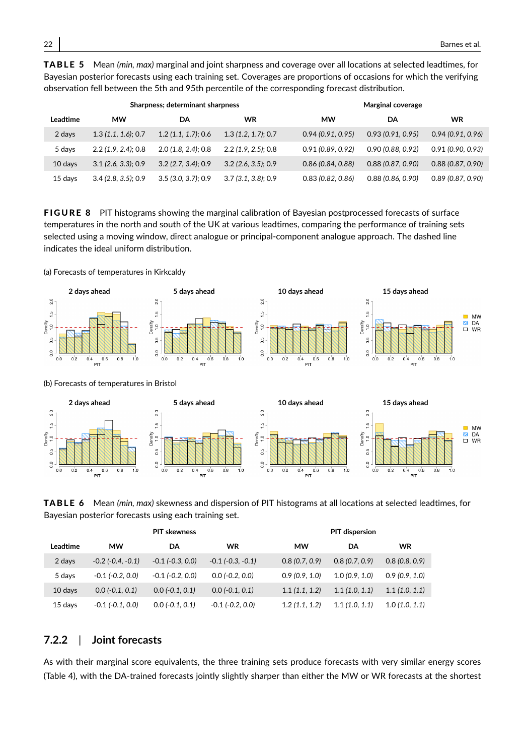**TABLE 5** Mean *(min, max)* marginal and joint sharpness and coverage over all locations at selected leadtimes, for Bayesian posterior forecasts using each training set. Coverages are proportions of occasions for which the verifying observation fell between the 5th and 95th percentile of the corresponding forecast distribution.

| | Sharpness; determinant sharpness | | | Marginal coverage | | |
|---|---|---|---|---|---|---|
| Leadtime | MW | DA | WR | MW | DA | WR |
| 2 days | 1.3 *(1.1, 1.6)*; 0.7 | 1.2 *(1.1, 1.7)*; 0.6 | 1.3 *(1.2, 1.7)*; 0.7 | 0.94 *(0.91, 0.95)* | 0.93 *(0.91, 0.95)* | 0.94 *(0.91, 0.96)* |
| 5 days | 2.2 *(1.9, 2.4)*; 0.8 | 2.0 *(1.8, 2.4)*; 0.8 | 2.2 *(1.9, 2.5)*; 0.8 | 0.91 *(0.89, 0.92)* | 0.90 *(0.88, 0.92)* | 0.91 *(0.90, 0.93)* |
| 10 days | 3.1 *(2.6, 3.3)*; 0.9 | 3.2 *(2.7, 3.4)*; 0.9 | 3.2 *(2.6, 3.5)*; 0.9 | 0.86 *(0.84, 0.88)* | 0.88 *(0.87, 0.90)* | 0.88 *(0.87, 0.90)* |
| 15 days | 3.4 *(2.8, 3.5)*; 0.9 | 3.5 *(3.0, 3.7)*; 0.9 | 3.7 *(3.1, 3.8)*; 0.9 | 0.83 *(0.82, 0.86)* | 0.88 *(0.86, 0.90)* | 0.89 *(0.87, 0.90)* |

**FIGURE 8** PIT histograms showing the marginal calibration of Bayesian postprocessed forecasts of surface temperatures in the north and south of the UK at various leadtimes, comparing the performance of training sets selected using a moving window, direct analogue or principal-component analogue approach. The dashed line indicates the ideal uniform distribution.

(a) Forecasts of temperatures in Kirkcaldy

(b) Forecasts of temperatures in Bristol

**TABLE 6** Mean *(min, max)* skewness and dispersion of PIT histograms at all locations at selected leadtimes, for Bayesian posterior forecasts using each training set.

| | PIT skewness | | | PIT dispersion | | |
|---|---|---|---|---|---|---|
| Leadtime | MW | DA | WR | MW | DA | WR |
| 2 days | -0.2 *(-0.4, -0.1)* | -0.1 *(-0.3, 0.0)* | -0.1 *(-0.3, -0.1)* | 0.8 *(0.7, 0.9)* | 0.8 *(0.7, 0.9)* | 0.8 *(0.8, 0.9)* |
| 5 days | -0.1 *(-0.2, 0.0)* | -0.1 *(-0.2, 0.0)* | 0.0 *(-0.2, 0.0)* | 0.9 *(0.9, 1.0)* | 1.0 *(0.9, 1.0)* | 0.9 *(0.9, 1.0)* |
| 10 days | 0.0 *(-0.1, 0.1)* | 0.0 *(-0.1, 0.1)* | 0.0 *(-0.1, 0.1)* | 1.1 *(1.1, 1.2)* | 1.1 *(1.0, 1.1)* | 1.1 *(1.0, 1.1)* |
| 15 days | -0.1 *(-0.1, 0.0)* | 0.0 *(-0.1, 0.1)* | -0.1 *(-0.2, 0.0)* | 1.2 *(1.1, 1.2)* | 1.1 *(1.0, 1.1)* | 1.0 *(1.0, 1.1)* |

### 7.2.2 | Joint forecasts

As with their marginal score equivalents, the three training sets produce forecasts with very similar energy scores (Table 4), with the DA-trained forecasts jointly slightly sharper than either the MW or WR forecasts at the shortest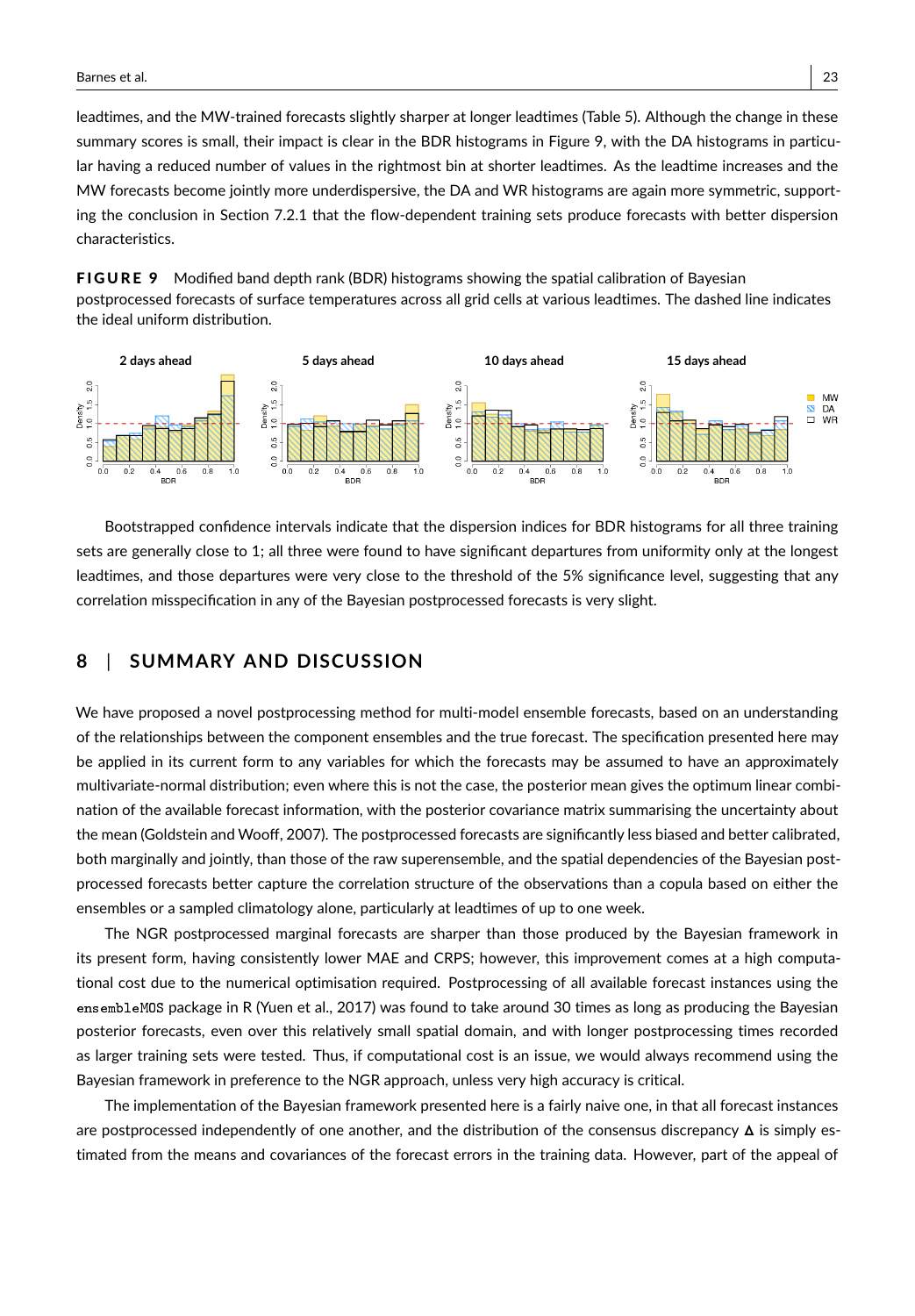leadtimes, and the MW-trained forecasts slightly sharper at longer leadtimes (Table 5). Although the change in these summary scores is small, their impact is clear in the BDR histograms in Figure 9, with the DA histograms in particular having a reduced number of values in the rightmost bin at shorter leadtimes. As the leadtime increases and the MW forecasts become jointly more underdispersive, the DA and WR histograms are again more symmetric, supporting the conclusion in Section 7.2.1 that the flow-dependent training sets produce forecasts with better dispersion characteristics.

**FIGURE 9** Modified band depth rank (BDR) histograms showing the spatial calibration of Bayesian postprocessed forecasts of surface temperatures across all grid cells at various leadtimes. The dashed line indicates the ideal uniform distribution.

Bootstrapped confidence intervals indicate that the dispersion indices for BDR histograms for all three training sets are generally close to 1; all three were found to have significant departures from uniformity only at the longest leadtimes, and those departures were very close to the threshold of the 5% significance level, suggesting that any correlation misspecification in any of the Bayesian postprocessed forecasts is very slight.

## 8 | SUMMARY AND DISCUSSION

We have proposed a novel postprocessing method for multi-model ensemble forecasts, based on an understanding of the relationships between the component ensembles and the true forecast. The specification presented here may be applied in its current form to any variables for which the forecasts may be assumed to have an approximately multivariate-normal distribution; even where this is not the case, the posterior mean gives the optimum linear combination of the available forecast information, with the posterior covariance matrix summarising the uncertainty about the mean (Goldstein and Wooff, 2007). The postprocessed forecasts are significantly less biased and better calibrated, both marginally and jointly, than those of the raw superensemble, and the spatial dependencies of the Bayesian postprocessed forecasts better capture the correlation structure of the observations than a copula based on either the ensembles or a sampled climatology alone, particularly at leadtimes of up to one week.

The NGR postprocessed marginal forecasts are sharper than those produced by the Bayesian framework in its present form, having consistently lower MAE and CRPS; however, this improvement comes at a high computational cost due to the numerical optimisation required. Postprocessing of all available forecast instances using the `ensembleMOS` package in R (Yuen et al., 2017) was found to take around 30 times as long as producing the Bayesian posterior forecasts, even over this relatively small spatial domain, and with longer postprocessing times recorded as larger training sets were tested. Thus, if computational cost is an issue, we would always recommend using the Bayesian framework in preference to the NGR approach, unless very high accuracy is critical.

The implementation of the Bayesian framework presented here is a fairly naive one, in that all forecast instances are postprocessed independently of one another, and the distribution of the consensus discrepancy $\boldsymbol{\Delta}$ is simply estimated from the means and covariances of the forecast errors in the training data. However, part of the appeal of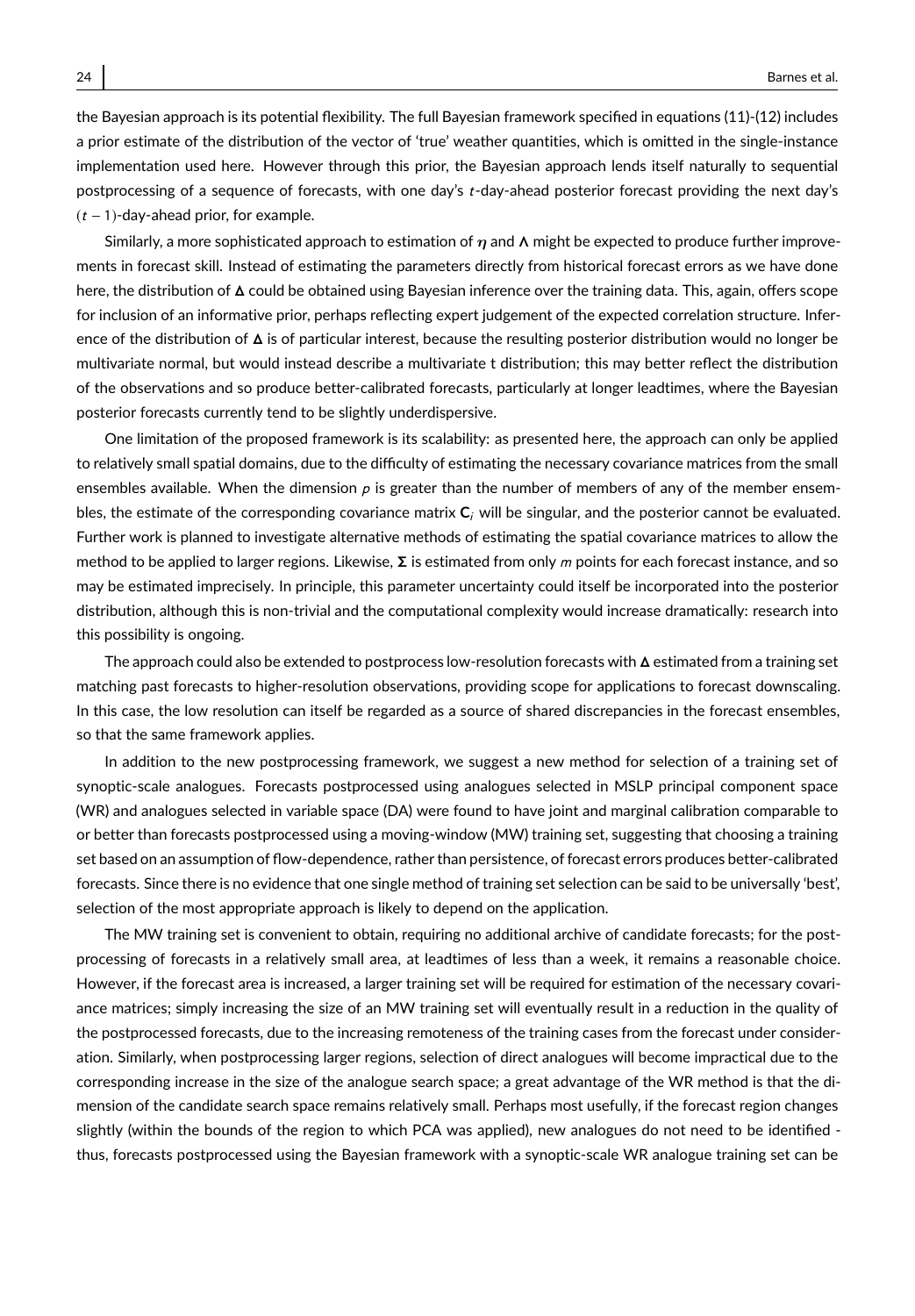the Bayesian approach is its potential flexibility. The full Bayesian framework specified in equations (11)-(12) includes a prior estimate of the distribution of the vector of 'true' weather quantities, which is omitted in the single-instance implementation used here. However through this prior, the Bayesian approach lends itself naturally to sequential postprocessing of a sequence of forecasts, with one day's $t$-day-ahead posterior forecast providing the next day's $(t-1)$-day-ahead prior, for example.

Similarly, a more sophisticated approach to estimation of $\boldsymbol{\eta}$ and $\boldsymbol{\Lambda}$ might be expected to produce further improvements in forecast skill. Instead of estimating the parameters directly from historical forecast errors as we have done here, the distribution of $\boldsymbol{\Delta}$ could be obtained using Bayesian inference over the training data. This, again, offers scope for inclusion of an informative prior, perhaps reflecting expert judgement of the expected correlation structure. Inference of the distribution of $\boldsymbol{\Delta}$ is of particular interest, because the resulting posterior distribution would no longer be multivariate normal, but would instead describe a multivariate t distribution; this may better reflect the distribution of the observations and so produce better-calibrated forecasts, particularly at longer leadtimes, where the Bayesian posterior forecasts currently tend to be slightly underdispersive.

One limitation of the proposed framework is its scalability: as presented here, the approach can only be applied to relatively small spatial domains, due to the difficulty of estimating the necessary covariance matrices from the small ensembles available. When the dimension $p$ is greater than the number of members of any of the member ensembles, the estimate of the corresponding covariance matrix $\mathbf{C}_i$ will be singular, and the posterior cannot be evaluated. Further work is planned to investigate alternative methods of estimating the spatial covariance matrices to allow the method to be applied to larger regions. Likewise, $\boldsymbol{\Sigma}$ is estimated from only $m$ points for each forecast instance, and so may be estimated imprecisely. In principle, this parameter uncertainty could itself be incorporated into the posterior distribution, although this is non-trivial and the computational complexity would increase dramatically: research into this possibility is ongoing.

The approach could also be extended to postprocess low-resolution forecasts with $\boldsymbol{\Delta}$ estimated from a training set matching past forecasts to higher-resolution observations, providing scope for applications to forecast downscaling. In this case, the low resolution can itself be regarded as a source of shared discrepancies in the forecast ensembles, so that the same framework applies.

In addition to the new postprocessing framework, we suggest a new method for selection of a training set of synoptic-scale analogues. Forecasts postprocessed using analogues selected in MSLP principal component space (WR) and analogues selected in variable space (DA) were found to have joint and marginal calibration comparable to or better than forecasts postprocessed using a moving-window (MW) training set, suggesting that choosing a training set based on an assumption of flow-dependence, rather than persistence, of forecast errors produces better-calibrated forecasts. Since there is no evidence that one single method of training set selection can be said to be universally 'best', selection of the most appropriate approach is likely to depend on the application.

The MW training set is convenient to obtain, requiring no additional archive of candidate forecasts; for the postprocessing of forecasts in a relatively small area, at leadtimes of less than a week, it remains a reasonable choice. However, if the forecast area is increased, a larger training set will be required for estimation of the necessary covariance matrices; simply increasing the size of an MW training set will eventually result in a reduction in the quality of the postprocessed forecasts, due to the increasing remoteness of the training cases from the forecast under consideration. Similarly, when postprocessing larger regions, selection of direct analogues will become impractical due to the corresponding increase in the size of the analogue search space; a great advantage of the WR method is that the dimension of the candidate search space remains relatively small. Perhaps most usefully, if the forecast region changes slightly (within the bounds of the region to which PCA was applied), new analogues do not need to be identified - thus, forecasts postprocessed using the Bayesian framework with a synoptic-scale WR analogue training set can be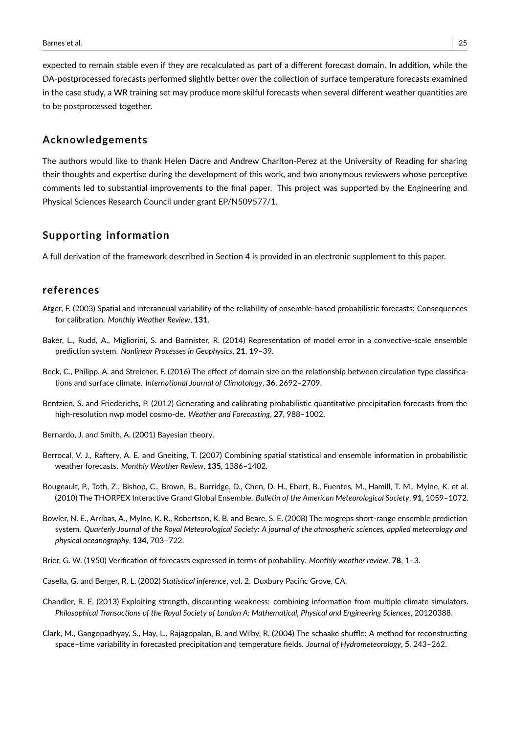expected to remain stable even if they are recalculated as part of a different forecast domain. In addition, while the DA-postprocessed forecasts performed slightly better over the collection of surface temperature forecasts examined in the case study, a WR training set may produce more skilful forecasts when several different weather quantities are to be postprocessed together.

## Acknowledgements

The authors would like to thank Helen Dacre and Andrew Charlton-Perez at the University of Reading for sharing their thoughts and expertise during the development of this work, and two anonymous reviewers whose perceptive comments led to substantial improvements to the final paper. This project was supported by the Engineering and Physical Sciences Research Council under grant EP/N509577/1.

## Supporting information

A full derivation of the framework described in Section 4 is provided in an electronic supplement to this paper.

## references

Atger, F. (2003) Spatial and interannual variability of the reliability of ensemble-based probabilistic forecasts: Consequences for calibration. *Monthly Weather Review*, **131**.

Baker, L., Rudd, A., Migliorini, S. and Bannister, R. (2014) Representation of model error in a convective-scale ensemble prediction system. *Nonlinear Processes in Geophysics*, **21**, 19–39.

Beck, C., Philipp, A. and Streicher, F. (2016) The effect of domain size on the relationship between circulation type classifications and surface climate. *International Journal of Climatology*, **36**, 2692–2709.

Bentzien, S. and Friederichs, P. (2012) Generating and calibrating probabilistic quantitative precipitation forecasts from the high-resolution nwp model cosmo-de. *Weather and Forecasting*, **27**, 988–1002.

Bernardo, J. and Smith, A. (2001) Bayesian theory.

Berrocal, V. J., Raftery, A. E. and Gneiting, T. (2007) Combining spatial statistical and ensemble information in probabilistic weather forecasts. *Monthly Weather Review*, **135**, 1386–1402.

Bougeault, P., Toth, Z., Bishop, C., Brown, B., Burridge, D., Chen, D. H., Ebert, B., Fuentes, M., Hamill, T. M., Mylne, K. et al. (2010) The THORPEX Interactive Grand Global Ensemble. *Bulletin of the American Meteorological Society*, **91**, 1059–1072.

Bowler, N. E., Arribas, A., Mylne, K. R., Robertson, K. B. and Beare, S. E. (2008) The mogreps short-range ensemble prediction system. *Quarterly Journal of the Royal Meteorological Society: A journal of the atmospheric sciences, applied meteorology and physical oceanography*, **134**, 703–722.

Brier, G. W. (1950) Verification of forecasts expressed in terms of probability. *Monthly weather review*, **78**, 1–3.

Casella, G. and Berger, R. L. (2002) *Statistical inference*, vol. 2. Duxbury Pacific Grove, CA.

Chandler, R. E. (2013) Exploiting strength, discounting weakness: combining information from multiple climate simulators. *Philosophical Transactions of the Royal Society of London A: Mathematical, Physical and Engineering Sciences*, 20120388.

Clark, M., Gangopadhyay, S., Hay, L., Rajagopalan, B. and Wilby, R. (2004) The schaake shuffle: A method for reconstructing space–time variability in forecasted precipitation and temperature fields. *Journal of Hydrometeorology*, **5**, 243–262.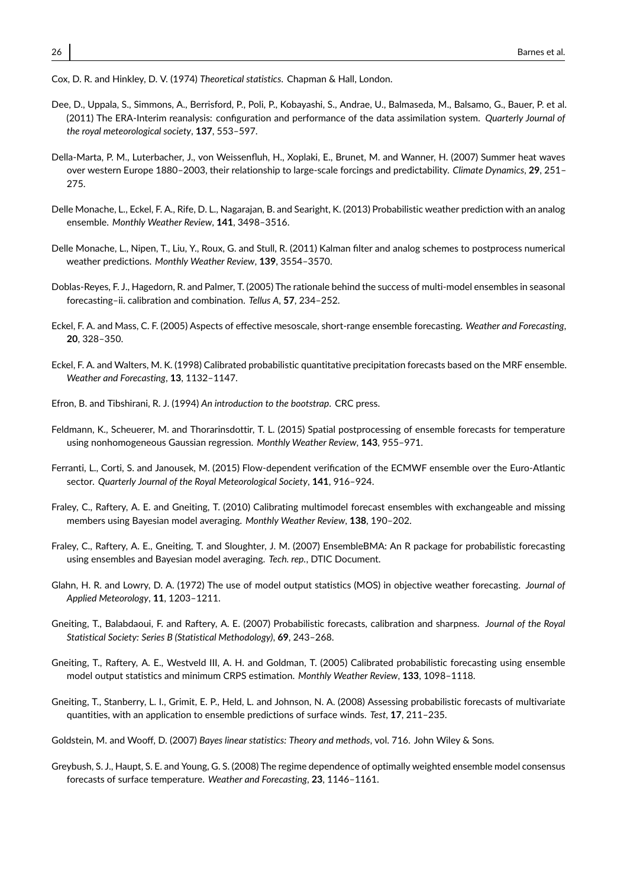Cox, D. R. and Hinkley, D. V. (1974) *Theoretical statistics*. Chapman & Hall, London.

Dee, D., Uppala, S., Simmons, A., Berrisford, P., Poli, P., Kobayashi, S., Andrae, U., Balmaseda, M., Balsamo, G., Bauer, P. et al. (2011) The ERA-Interim reanalysis: configuration and performance of the data assimilation system. *Quarterly Journal of the royal meteorological society*, **137**, 553–597.

Della-Marta, P. M., Luterbacher, J., von Weissenfluh, H., Xoplaki, E., Brunet, M. and Wanner, H. (2007) Summer heat waves over western Europe 1880–2003, their relationship to large-scale forcings and predictability. *Climate Dynamics*, **29**, 251–275.

Delle Monache, L., Eckel, F. A., Rife, D. L., Nagarajan, B. and Searight, K. (2013) Probabilistic weather prediction with an analog ensemble. *Monthly Weather Review*, **141**, 3498–3516.

Delle Monache, L., Nipen, T., Liu, Y., Roux, G. and Stull, R. (2011) Kalman filter and analog schemes to postprocess numerical weather predictions. *Monthly Weather Review*, **139**, 3554–3570.

Doblas-Reyes, F. J., Hagedorn, R. and Palmer, T. (2005) The rationale behind the success of multi-model ensembles in seasonal forecasting–ii. calibration and combination. *Tellus A*, **57**, 234–252.

Eckel, F. A. and Mass, C. F. (2005) Aspects of effective mesoscale, short-range ensemble forecasting. *Weather and Forecasting*, **20**, 328–350.

Eckel, F. A. and Walters, M. K. (1998) Calibrated probabilistic quantitative precipitation forecasts based on the MRF ensemble. *Weather and Forecasting*, **13**, 1132–1147.

Efron, B. and Tibshirani, R. J. (1994) *An introduction to the bootstrap*. CRC press.

Feldmann, K., Scheuerer, M. and Thorarinsdottir, T. L. (2015) Spatial postprocessing of ensemble forecasts for temperature using nonhomogeneous Gaussian regression. *Monthly Weather Review*, **143**, 955–971.

Ferranti, L., Corti, S. and Janousek, M. (2015) Flow-dependent verification of the ECMWF ensemble over the Euro-Atlantic sector. *Quarterly Journal of the Royal Meteorological Society*, **141**, 916–924.

Fraley, C., Raftery, A. E. and Gneiting, T. (2010) Calibrating multimodel forecast ensembles with exchangeable and missing members using Bayesian model averaging. *Monthly Weather Review*, **138**, 190–202.

Fraley, C., Raftery, A. E., Gneiting, T. and Sloughter, J. M. (2007) EnsembleBMA: An R package for probabilistic forecasting using ensembles and Bayesian model averaging. *Tech. rep.*, DTIC Document.

Glahn, H. R. and Lowry, D. A. (1972) The use of model output statistics (MOS) in objective weather forecasting. *Journal of Applied Meteorology*, **11**, 1203–1211.

Gneiting, T., Balabdaoui, F. and Raftery, A. E. (2007) Probabilistic forecasts, calibration and sharpness. *Journal of the Royal Statistical Society: Series B (Statistical Methodology)*, **69**, 243–268.

Gneiting, T., Raftery, A. E., Westveld III, A. H. and Goldman, T. (2005) Calibrated probabilistic forecasting using ensemble model output statistics and minimum CRPS estimation. *Monthly Weather Review*, **133**, 1098–1118.

Gneiting, T., Stanberry, L. I., Grimit, E. P., Held, L. and Johnson, N. A. (2008) Assessing probabilistic forecasts of multivariate quantities, with an application to ensemble predictions of surface winds. *Test*, **17**, 211–235.

Goldstein, M. and Wooff, D. (2007) *Bayes linear statistics: Theory and methods*, vol. 716. John Wiley & Sons.

Greybush, S. J., Haupt, S. E. and Young, G. S. (2008) The regime dependence of optimally weighted ensemble model consensus forecasts of surface temperature. *Weather and Forecasting*, **23**, 1146–1161.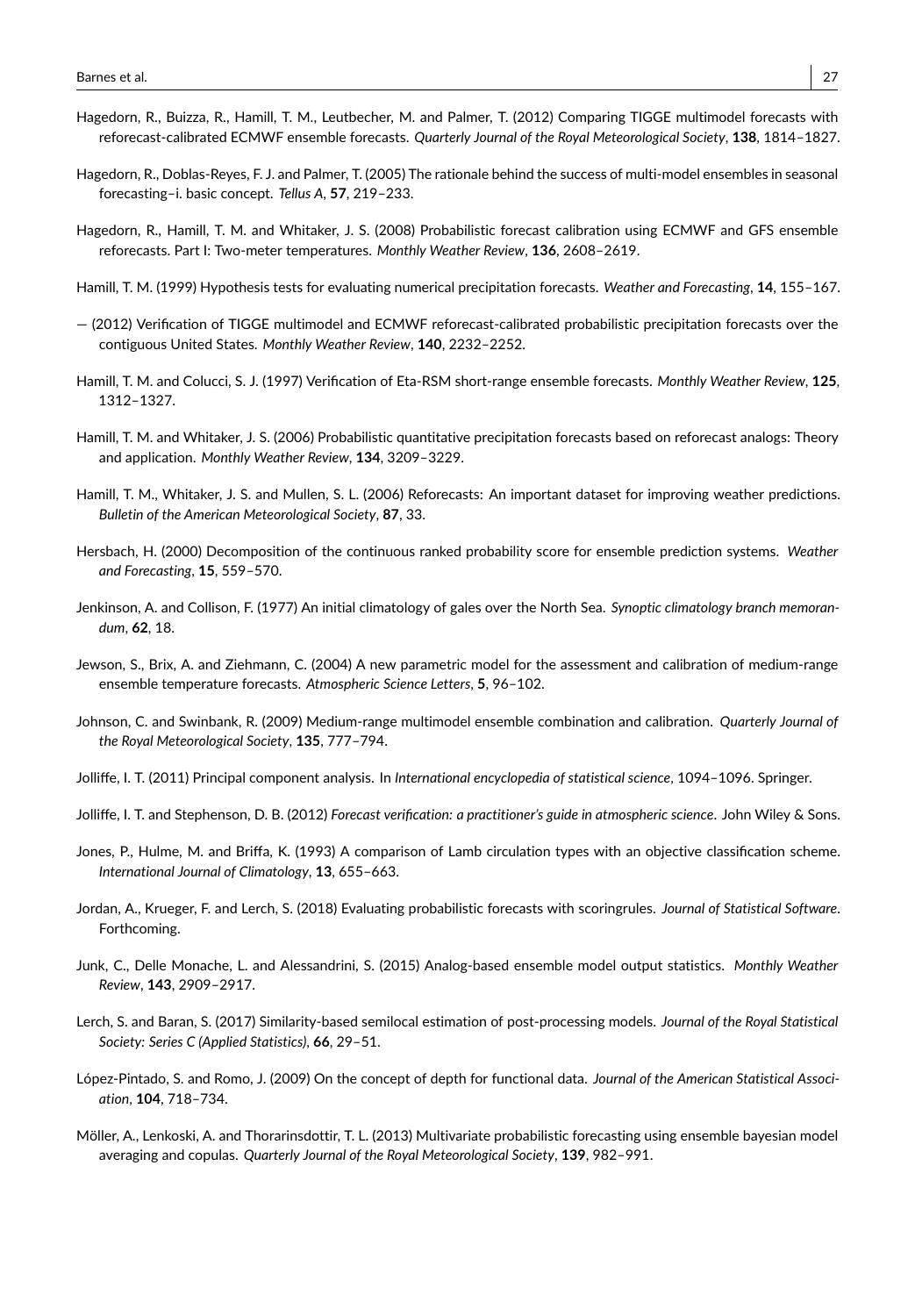Hagedorn, R., Buizza, R., Hamill, T. M., Leutbecher, M. and Palmer, T. (2012) Comparing TIGGE multimodel forecasts with reforecast-calibrated ECMWF ensemble forecasts. *Quarterly Journal of the Royal Meteorological Society*, **138**, 1814–1827.

Hagedorn, R., Doblas-Reyes, F. J. and Palmer, T. (2005) The rationale behind the success of multi-model ensembles in seasonal forecasting–i. basic concept. *Tellus A*, **57**, 219–233.

Hagedorn, R., Hamill, T. M. and Whitaker, J. S. (2008) Probabilistic forecast calibration using ECMWF and GFS ensemble reforecasts. Part I: Two-meter temperatures. *Monthly Weather Review*, **136**, 2608–2619.

Hamill, T. M. (1999) Hypothesis tests for evaluating numerical precipitation forecasts. *Weather and Forecasting*, **14**, 155–167.

— (2012) Verification of TIGGE multimodel and ECMWF reforecast-calibrated probabilistic precipitation forecasts over the contiguous United States. *Monthly Weather Review*, **140**, 2232–2252.

Hamill, T. M. and Colucci, S. J. (1997) Verification of Eta-RSM short-range ensemble forecasts. *Monthly Weather Review*, **125**, 1312–1327.

Hamill, T. M. and Whitaker, J. S. (2006) Probabilistic quantitative precipitation forecasts based on reforecast analogs: Theory and application. *Monthly Weather Review*, **134**, 3209–3229.

Hamill, T. M., Whitaker, J. S. and Mullen, S. L. (2006) Reforecasts: An important dataset for improving weather predictions. *Bulletin of the American Meteorological Society*, **87**, 33.

Hersbach, H. (2000) Decomposition of the continuous ranked probability score for ensemble prediction systems. *Weather and Forecasting*, **15**, 559–570.

Jenkinson, A. and Collison, F. (1977) An initial climatology of gales over the North Sea. *Synoptic climatology branch memorandum*, **62**, 18.

Jewson, S., Brix, A. and Ziehmann, C. (2004) A new parametric model for the assessment and calibration of medium-range ensemble temperature forecasts. *Atmospheric Science Letters*, **5**, 96–102.

Johnson, C. and Swinbank, R. (2009) Medium-range multimodel ensemble combination and calibration. *Quarterly Journal of the Royal Meteorological Society*, **135**, 777–794.

Jolliffe, I. T. (2011) Principal component analysis. In *International encyclopedia of statistical science*, 1094–1096. Springer.

Jolliffe, I. T. and Stephenson, D. B. (2012) *Forecast verification: a practitioner's guide in atmospheric science*. John Wiley & Sons.

Jones, P., Hulme, M. and Briffa, K. (1993) A comparison of Lamb circulation types with an objective classification scheme. *International Journal of Climatology*, **13**, 655–663.

Jordan, A., Krueger, F. and Lerch, S. (2018) Evaluating probabilistic forecasts with scoringrules. *Journal of Statistical Software*. Forthcoming.

Junk, C., Delle Monache, L. and Alessandrini, S. (2015) Analog-based ensemble model output statistics. *Monthly Weather Review*, **143**, 2909–2917.

Lerch, S. and Baran, S. (2017) Similarity-based semilocal estimation of post-processing models. *Journal of the Royal Statistical Society: Series C (Applied Statistics)*, **66**, 29–51.

López-Pintado, S. and Romo, J. (2009) On the concept of depth for functional data. *Journal of the American Statistical Association*, **104**, 718–734.

Möller, A., Lenkoski, A. and Thorarinsdottir, T. L. (2013) Multivariate probabilistic forecasting using ensemble bayesian model averaging and copulas. *Quarterly Journal of the Royal Meteorological Society*, **139**, 982–991.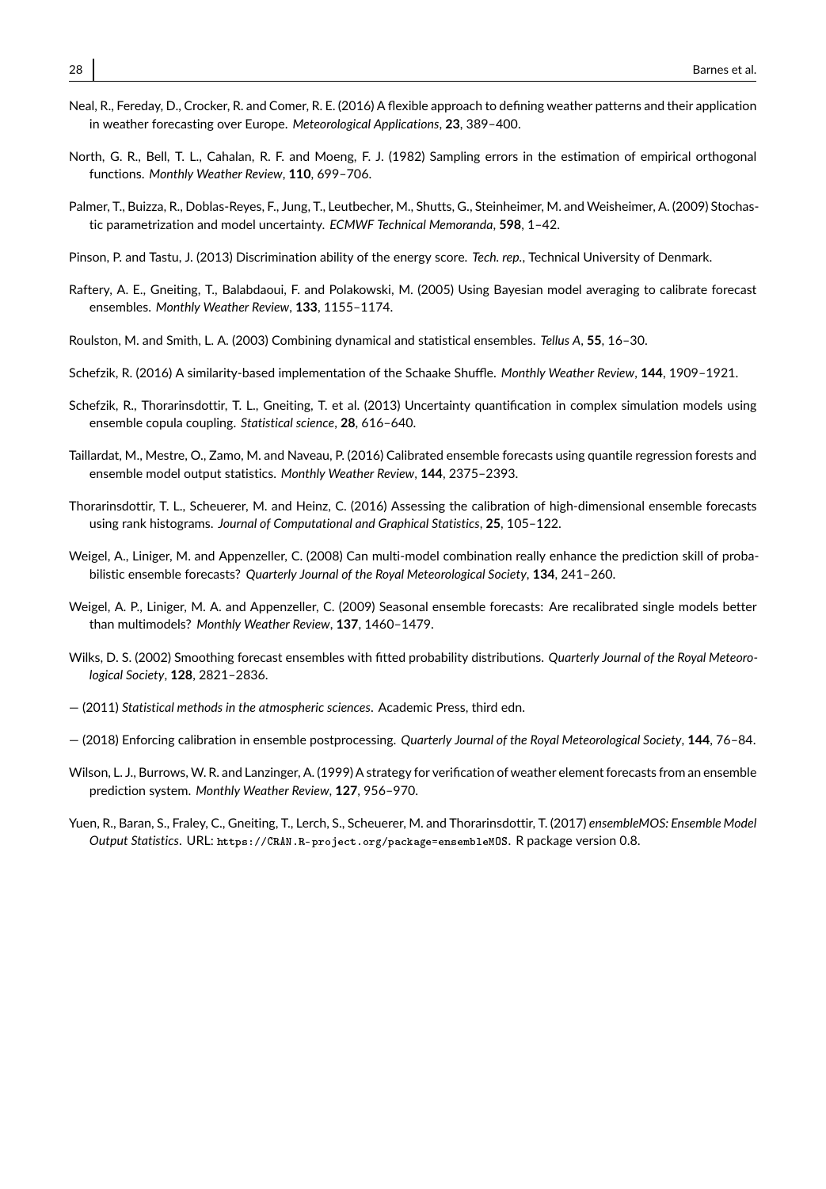Neal, R., Fereday, D., Crocker, R. and Comer, R. E. (2016) A flexible approach to defining weather patterns and their application in weather forecasting over Europe. *Meteorological Applications*, **23**, 389–400.

North, G. R., Bell, T. L., Cahalan, R. F. and Moeng, F. J. (1982) Sampling errors in the estimation of empirical orthogonal functions. *Monthly Weather Review*, **110**, 699–706.

Palmer, T., Buizza, R., Doblas-Reyes, F., Jung, T., Leutbecher, M., Shutts, G., Steinheimer, M. and Weisheimer, A. (2009) Stochastic parametrization and model uncertainty. *ECMWF Technical Memoranda*, **598**, 1–42.

Pinson, P. and Tastu, J. (2013) Discrimination ability of the energy score. *Tech. rep.*, Technical University of Denmark.

Raftery, A. E., Gneiting, T., Balabdaoui, F. and Polakowski, M. (2005) Using Bayesian model averaging to calibrate forecast ensembles. *Monthly Weather Review*, **133**, 1155–1174.

Roulston, M. and Smith, L. A. (2003) Combining dynamical and statistical ensembles. *Tellus A*, **55**, 16–30.

Schefzik, R. (2016) A similarity-based implementation of the Schaake Shuffle. *Monthly Weather Review*, **144**, 1909–1921.

Schefzik, R., Thorarinsdottir, T. L., Gneiting, T. et al. (2013) Uncertainty quantification in complex simulation models using ensemble copula coupling. *Statistical science*, **28**, 616–640.

Taillardat, M., Mestre, O., Zamo, M. and Naveau, P. (2016) Calibrated ensemble forecasts using quantile regression forests and ensemble model output statistics. *Monthly Weather Review*, **144**, 2375–2393.

Thorarinsdottir, T. L., Scheuerer, M. and Heinz, C. (2016) Assessing the calibration of high-dimensional ensemble forecasts using rank histograms. *Journal of Computational and Graphical Statistics*, **25**, 105–122.

Weigel, A., Liniger, M. and Appenzeller, C. (2008) Can multi-model combination really enhance the prediction skill of probabilistic ensemble forecasts? *Quarterly Journal of the Royal Meteorological Society*, **134**, 241–260.

Weigel, A. P., Liniger, M. A. and Appenzeller, C. (2009) Seasonal ensemble forecasts: Are recalibrated single models better than multimodels? *Monthly Weather Review*, **137**, 1460–1479.

Wilks, D. S. (2002) Smoothing forecast ensembles with fitted probability distributions. *Quarterly Journal of the Royal Meteorological Society*, **128**, 2821–2836.

— (2011) *Statistical methods in the atmospheric sciences*. Academic Press, third edn.

— (2018) Enforcing calibration in ensemble postprocessing. *Quarterly Journal of the Royal Meteorological Society*, **144**, 76–84.

Wilson, L. J., Burrows, W. R. and Lanzinger, A. (1999) A strategy for verification of weather element forecasts from an ensemble prediction system. *Monthly Weather Review*, **127**, 956–970.

Yuen, R., Baran, S., Fraley, C., Gneiting, T., Lerch, S., Scheuerer, M. and Thorarinsdottir, T. (2017) *ensembleMOS: Ensemble Model Output Statistics*. URL: `https://CRAN.R-project.org/package=ensembleMOS`. R package version 0.8.